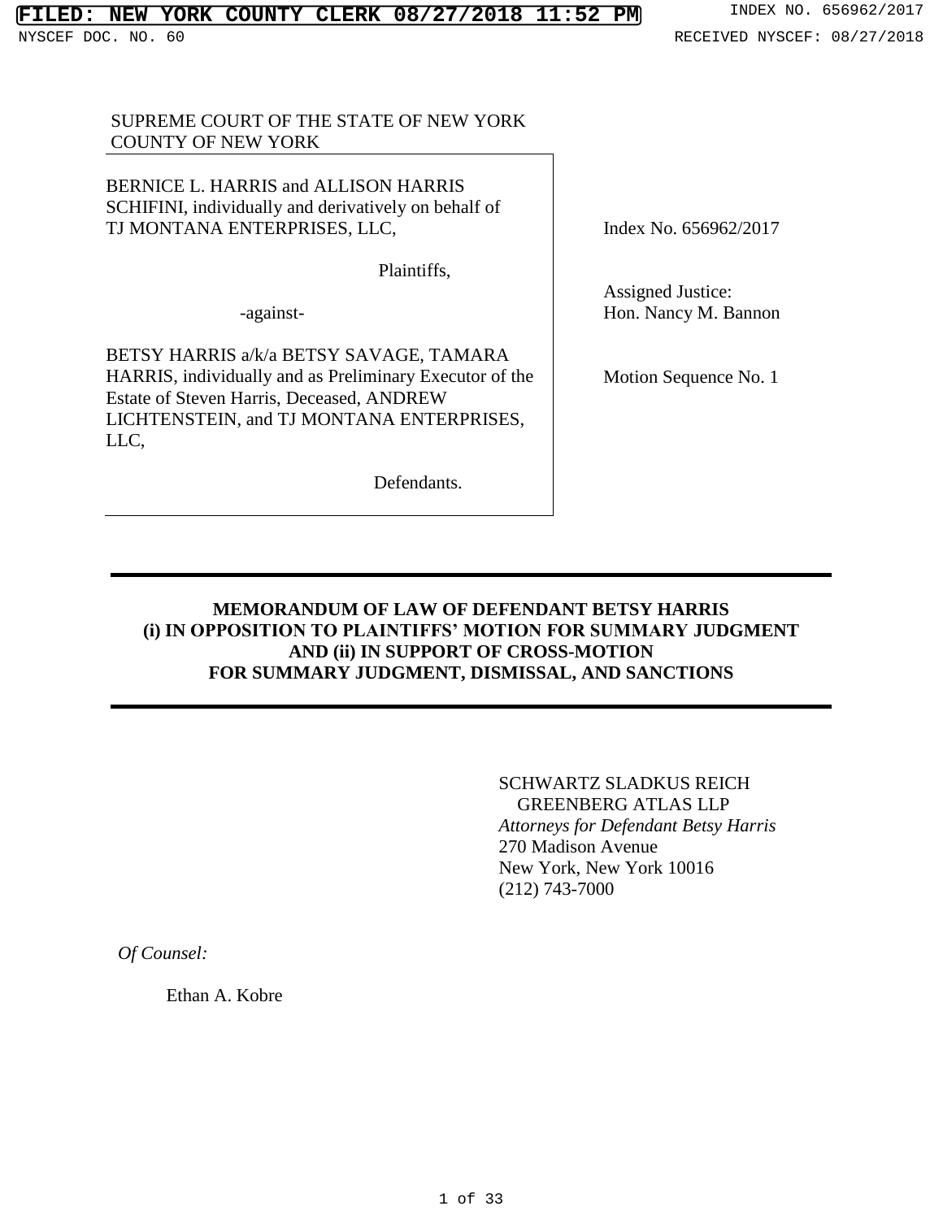FILED: NEW YORK COUNTY CLERK 08/27/2018 11:52 PM

INDEX NO. 656962/2017

NYSCEF DOC. NO. 60

RECEIVED NYSCEF: 08/27/2018

SUPREME COURT OF THE STATE OF NEW YORK
COUNTY OF NEW YORK

BERNICE L. HARRIS and ALLISON HARRIS SCHIFINI, individually and derivatively on behalf of TJ MONTANA ENTERPRISES, LLC,

Plaintiffs,

-against-

BETSY HARRIS a/k/a BETSY SAVAGE, TAMARA HARRIS, individually and as Preliminary Executor of the Estate of Steven Harris, Deceased, ANDREW LICHTENSTEIN, and TJ MONTANA ENTERPRISES, LLC,

Defendants.

Index No. 656962/2017

Assigned Justice:
Hon. Nancy M. Bannon

Motion Sequence No. 1

---

**MEMORANDUM OF LAW OF DEFENDANT BETSY HARRIS**
**(i) IN OPPOSITION TO PLAINTIFFS' MOTION FOR SUMMARY JUDGMENT**
**AND (ii) IN SUPPORT OF CROSS-MOTION**
**FOR SUMMARY JUDGMENT, DISMISSAL, AND SANCTIONS**

---

SCHWARTZ SLADKUS REICH
GREENBERG ATLAS LLP
*Attorneys for Defendant Betsy Harris*
270 Madison Avenue
New York, New York 10016
(212) 743-7000

*Of Counsel:*

Ethan A. Kobre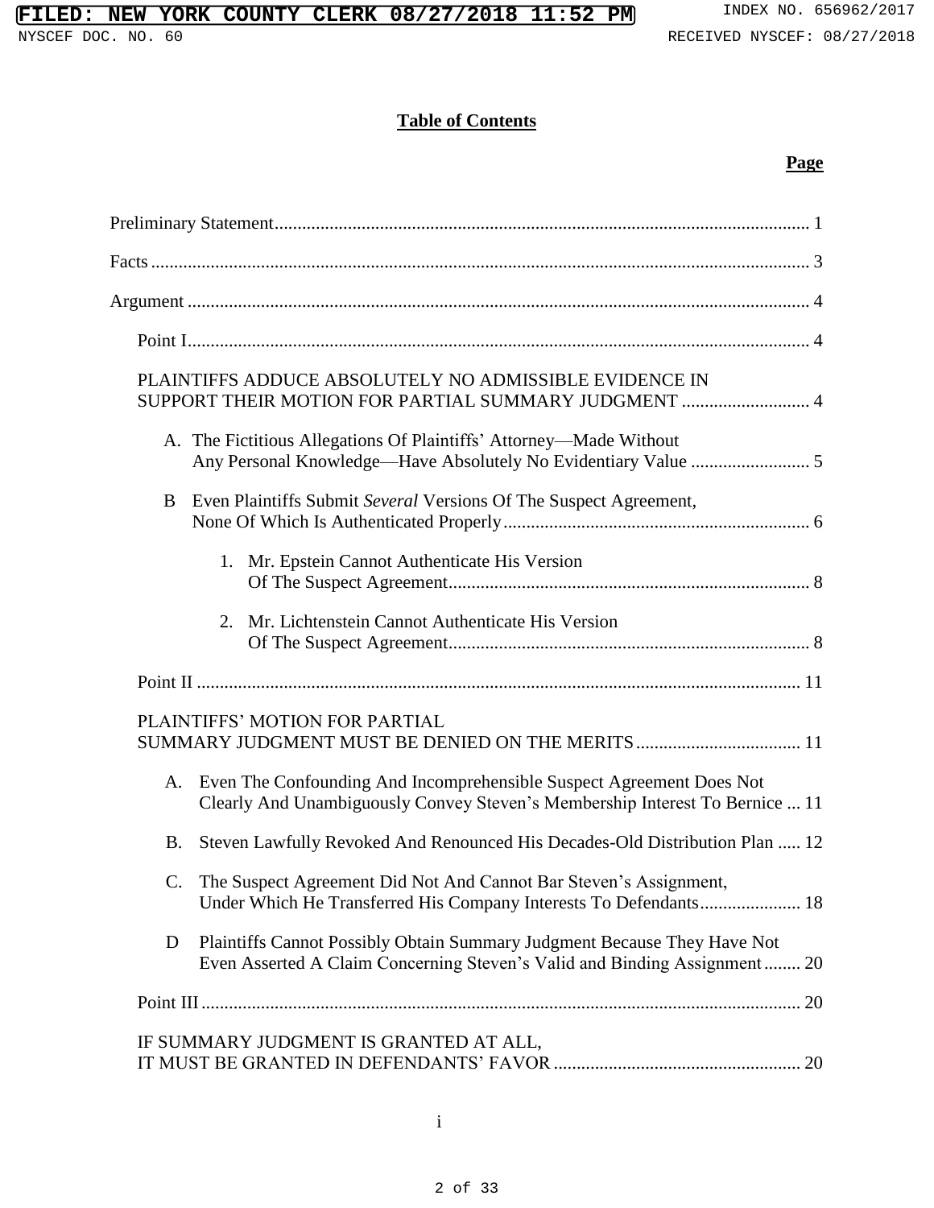# Table of Contents

**Page**

Preliminary Statement .................................................................................................................. 1

Facts ............................................................................................................................................ 3

Argument ..................................................................................................................................... 4

Point I ..................................................................................................................................... 4

PLAINTIFFS ADDUCE ABSOLUTELY NO ADMISSIBLE EVIDENCE IN SUPPORT THEIR MOTION FOR PARTIAL SUMMARY JUDGMENT ............................ 4

A. The Fictitious Allegations Of Plaintiffs' Attorney—Made Without Any Personal Knowledge—Have Absolutely No Evidentiary Value .......................... 5

B Even Plaintiffs Submit *Several* Versions Of The Suspect Agreement, None Of Which Is Authenticated Properly .................................................................. 6

1. Mr. Epstein Cannot Authenticate His Version Of The Suspect Agreement .............................................................................. 8

2. Mr. Lichtenstein Cannot Authenticate His Version Of The Suspect Agreement .............................................................................. 8

Point II .................................................................................................................................. 11

PLAINTIFFS' MOTION FOR PARTIAL SUMMARY JUDGMENT MUST BE DENIED ON THE MERITS .................................... 11

A. Even The Confounding And Incomprehensible Suspect Agreement Does Not Clearly And Unambiguously Convey Steven's Membership Interest To Bernice ... 11

B. Steven Lawfully Revoked And Renounced His Decades-Old Distribution Plan ..... 12

C. The Suspect Agreement Did Not And Cannot Bar Steven's Assignment, Under Which He Transferred His Company Interests To Defendants ...................... 18

D Plaintiffs Cannot Possibly Obtain Summary Judgment Because They Have Not Even Asserted A Claim Concerning Steven's Valid and Binding Assignment ........ 20

Point III ................................................................................................................................. 20

IF SUMMARY JUDGMENT IS GRANTED AT ALL, IT MUST BE GRANTED IN DEFENDANTS' FAVOR ..................................................... 20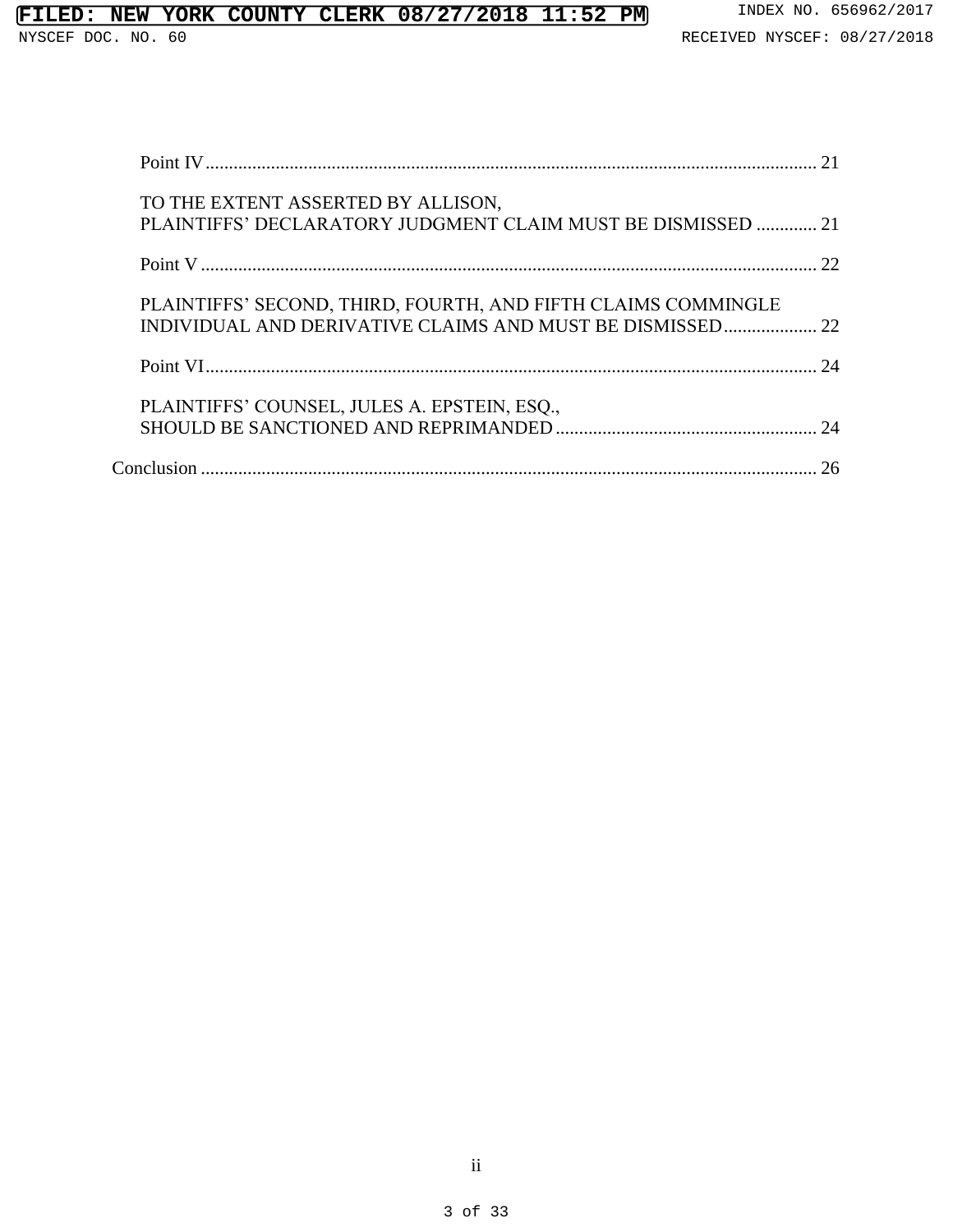Point IV .......... 21

TO THE EXTENT ASSERTED BY ALLISON, PLAINTIFFS' DECLARATORY JUDGMENT CLAIM MUST BE DISMISSED .......... 21

Point V .......... 22

PLAINTIFFS' SECOND, THIRD, FOURTH, AND FIFTH CLAIMS COMMINGLE INDIVIDUAL AND DERIVATIVE CLAIMS AND MUST BE DISMISSED .......... 22

Point VI .......... 24

PLAINTIFFS' COUNSEL, JULES A. EPSTEIN, ESQ., SHOULD BE SANCTIONED AND REPRIMANDED .......... 24

Conclusion .......... 26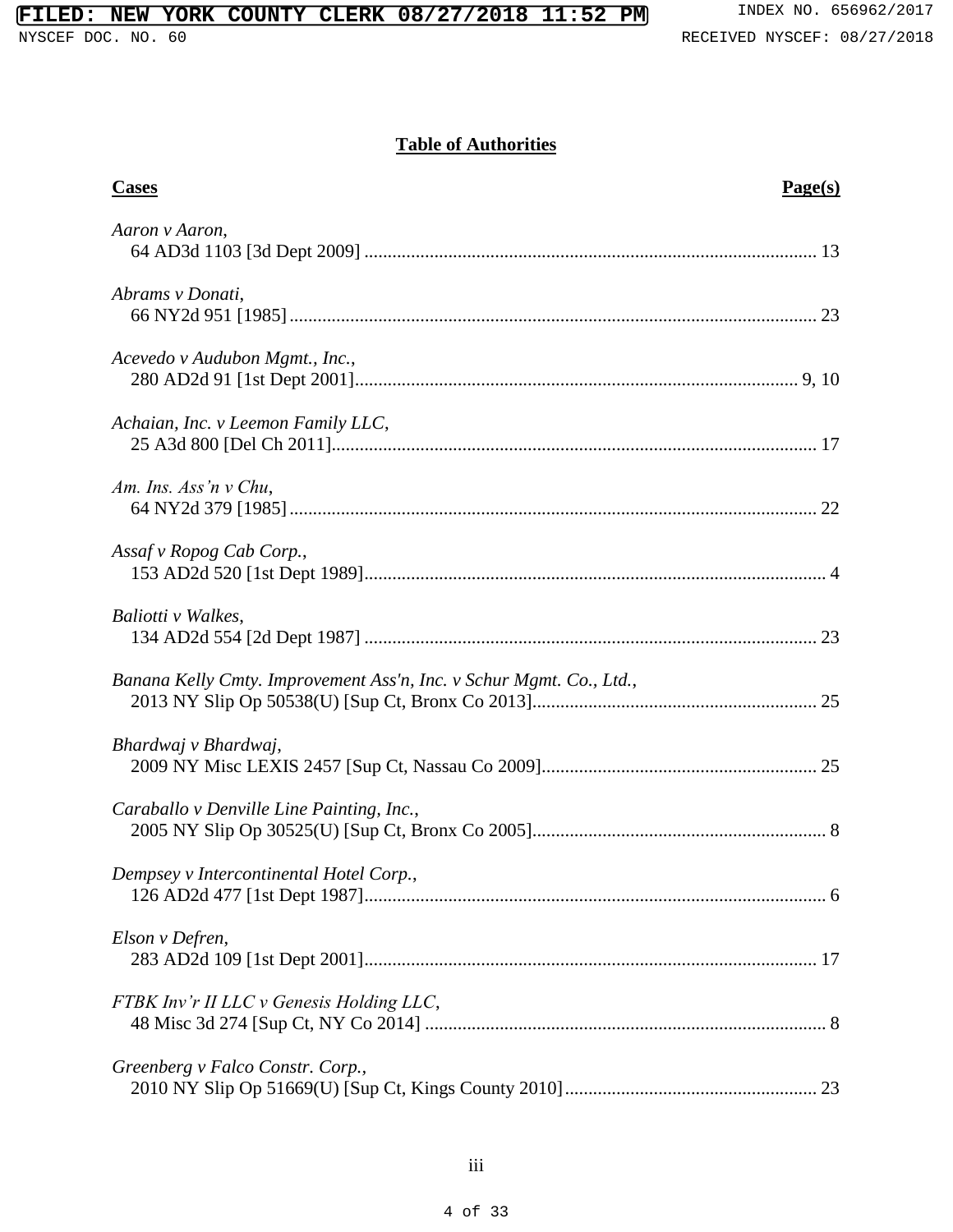**<u>Table of Authorities</u>**

| **<u>Cases</u>** | **<u>Page(s)</u>** |
|---|---|
| *Aaron v Aaron*, 64 AD3d 1103 [3d Dept 2009] | 13 |
| *Abrams v Donati*, 66 NY2d 951 [1985] | 23 |
| *Acevedo v Audubon Mgmt., Inc.*, 280 AD2d 91 [1st Dept 2001] | 9, 10 |
| *Achaian, Inc. v Leemon Family LLC*, 25 A3d 800 [Del Ch 2011] | 17 |
| *Am. Ins. Ass'n v Chu*, 64 NY2d 379 [1985] | 22 |
| *Assaf v Ropog Cab Corp.*, 153 AD2d 520 [1st Dept 1989] | 4 |
| *Baliotti v Walkes*, 134 AD2d 554 [2d Dept 1987] | 23 |
| *Banana Kelly Cmty. Improvement Ass'n, Inc. v Schur Mgmt. Co., Ltd.*, 2013 NY Slip Op 50538(U) [Sup Ct, Bronx Co 2013] | 25 |
| *Bhardwaj v Bhardwaj*, 2009 NY Misc LEXIS 2457 [Sup Ct, Nassau Co 2009] | 25 |
| *Caraballo v Denville Line Painting, Inc.*, 2005 NY Slip Op 30525(U) [Sup Ct, Bronx Co 2005] | 8 |
| *Dempsey v Intercontinental Hotel Corp.*, 126 AD2d 477 [1st Dept 1987] | 6 |
| *Elson v Defren*, 283 AD2d 109 [1st Dept 2001] | 17 |
| *FTBK Inv'r II LLC v Genesis Holding LLC*, 48 Misc 3d 274 [Sup Ct, NY Co 2014] | 8 |
| *Greenberg v Falco Constr. Corp.*, 2010 NY Slip Op 51669(U) [Sup Ct, Kings County 2010] | 23 |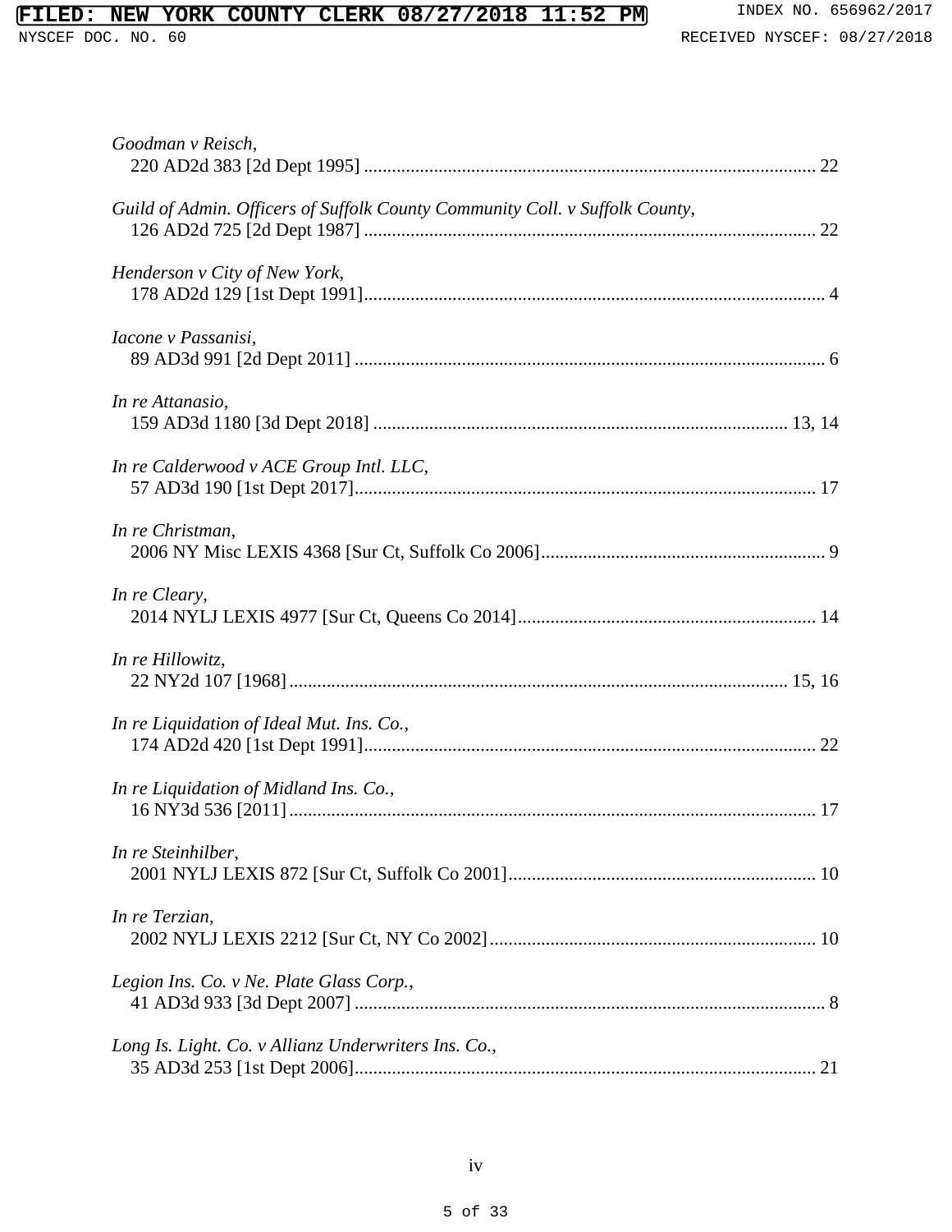*Goodman v Reisch*,
220 AD2d 383 [2d Dept 1995] ........................................................................................... 22

*Guild of Admin. Officers of Suffolk County Community Coll. v Suffolk County*,
126 AD2d 725 [2d Dept 1987] ........................................................................................... 22

*Henderson v City of New York*,
178 AD2d 129 [1st Dept 1991]............................................................................................. 4

*Iacone v Passanisi*,
89 AD3d 991 [2d Dept 2011] ............................................................................................... 6

*In re Attanasio*,
159 AD3d 1180 [3d Dept 2018] .................................................................................. 13, 14

*In re Calderwood v ACE Group Intl. LLC*,
57 AD3d 190 [1st Dept 2017]............................................................................................. 17

*In re Christman*,
2006 NY Misc LEXIS 4368 [Sur Ct, Suffolk Co 2006]........................................................ 9

*In re Cleary*,
2014 NYLJ LEXIS 4977 [Sur Ct, Queens Co 2014]........................................................... 14

*In re Hillowitz*,
22 NY2d 107 [1968] ..................................................................................................... 15, 16

*In re Liquidation of Ideal Mut. Ins. Co.*,
174 AD2d 420 [1st Dept 1991]........................................................................................... 22

*In re Liquidation of Midland Ins. Co.*,
16 NY3d 536 [2011] ........................................................................................................... 17

*In re Steinhilber*,
2001 NYLJ LEXIS 872 [Sur Ct, Suffolk Co 2001]............................................................. 10

*In re Terzian*,
2002 NYLJ LEXIS 2212 [Sur Ct, NY Co 2002]................................................................. 10

*Legion Ins. Co. v Ne. Plate Glass Corp.*,
41 AD3d 933 [3d Dept 2007] ............................................................................................... 8

*Long Is. Light. Co. v Allianz Underwriters Ins. Co.*,
35 AD3d 253 [1st Dept 2006]............................................................................................. 21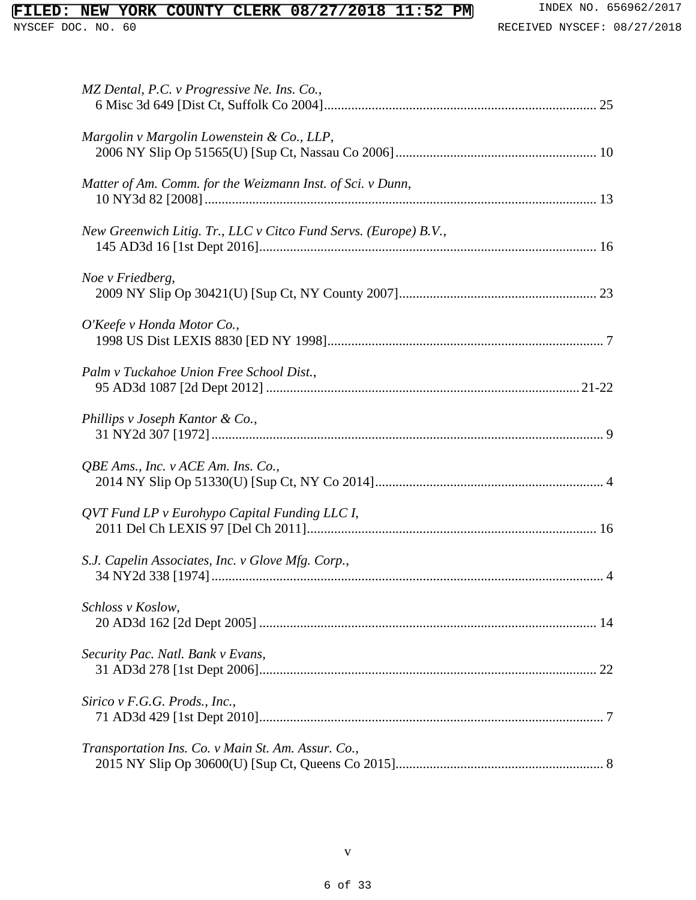*MZ Dental, P.C. v Progressive Ne. Ins. Co.*,
6 Misc 3d 649 [Dist Ct, Suffolk Co 2004]................................................................................ 25

*Margolin v Margolin Lowenstein & Co., LLP*,
2006 NY Slip Op 51565(U) [Sup Ct, Nassau Co 2006]........................................................... 10

*Matter of Am. Comm. for the Weizmann Inst. of Sci. v Dunn*,
10 NY3d 82 [2008].................................................................................................................. 13

*New Greenwich Litig. Tr., LLC v Citco Fund Servs. (Europe) B.V.*,
145 AD3d 16 [1st Dept 2016].................................................................................................. 16

*Noe v Friedberg*,
2009 NY Slip Op 30421(U) [Sup Ct, NY County 2007].......................................................... 23

*O'Keefe v Honda Motor Co.*,
1998 US Dist LEXIS 8830 [ED NY 1998]................................................................................. 7

*Palm v Tuckahoe Union Free School Dist.*,
95 AD3d 1087 [2d Dept 2012] ............................................................................................21-22

*Phillips v Joseph Kantor & Co.*,
31 NY2d 307 [1972].................................................................................................................. 9

*QBE Ams., Inc. v ACE Am. Ins. Co.*,
2014 NY Slip Op 51330(U) [Sup Ct, NY Co 2014]................................................................... 4

*QVT Fund LP v Eurohypo Capital Funding LLC I*,
2011 Del Ch LEXIS 97 [Del Ch 2011].................................................................................... 16

*S.J. Capelin Associates, Inc. v Glove Mfg. Corp.*,
34 NY2d 338 [1974].................................................................................................................. 4

*Schloss v Koslow*,
20 AD3d 162 [2d Dept 2005] .................................................................................................. 14

*Security Pac. Natl. Bank v Evans*,
31 AD3d 278 [1st Dept 2006].................................................................................................. 22

*Sirico v F.G.G. Prods., Inc.*,
71 AD3d 429 [1st Dept 2010].................................................................................................... 7

*Transportation Ins. Co. v Main St. Am. Assur. Co.*,
2015 NY Slip Op 30600(U) [Sup Ct, Queens Co 2015]............................................................ 8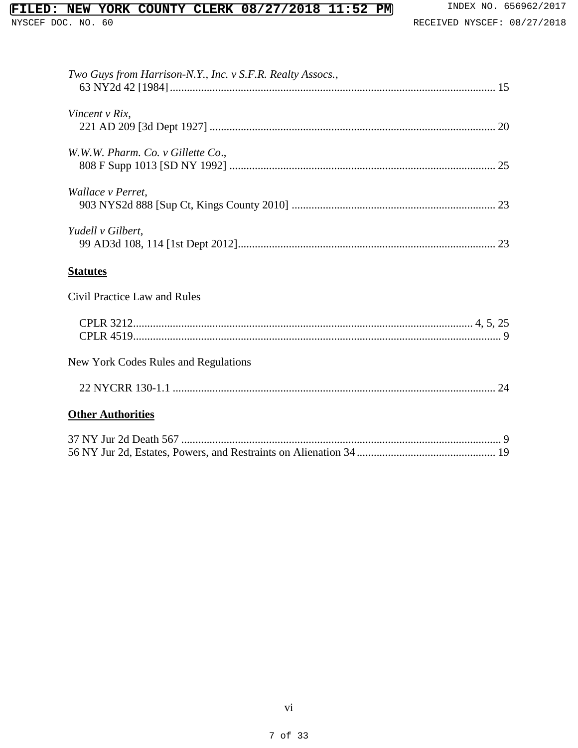*Two Guys from Harrison-N.Y., Inc. v S.F.R. Realty Assocs.*,
63 NY2d 42 [1984] .................................................................................................................. 15

*Vincent v Rix*,
221 AD 209 [3d Dept 1927] .................................................................................................... 20

*W.W.W. Pharm. Co. v Gillette Co*.,
808 F Supp 1013 [SD NY 1992] ............................................................................................. 25

*Wallace v Perret*,
903 NYS2d 888 [Sup Ct, Kings County 2010] ........................................................................ 23

*Yudell v Gilbert*,
99 AD3d 108, 114 [1st Dept 2012] .......................................................................................... 23

**Statutes**

Civil Practice Law and Rules

CPLR 3212 ....................................................................................................................... 4, 5, 25
CPLR 4519 ................................................................................................................................. 9

New York Codes Rules and Regulations

22 NYCRR 130-1.1 .................................................................................................................. 24

**Other Authorities**

37 NY Jur 2d Death 567 ................................................................................................................ 9
56 NY Jur 2d, Estates, Powers, and Restraints on Alienation 34 ................................................ 19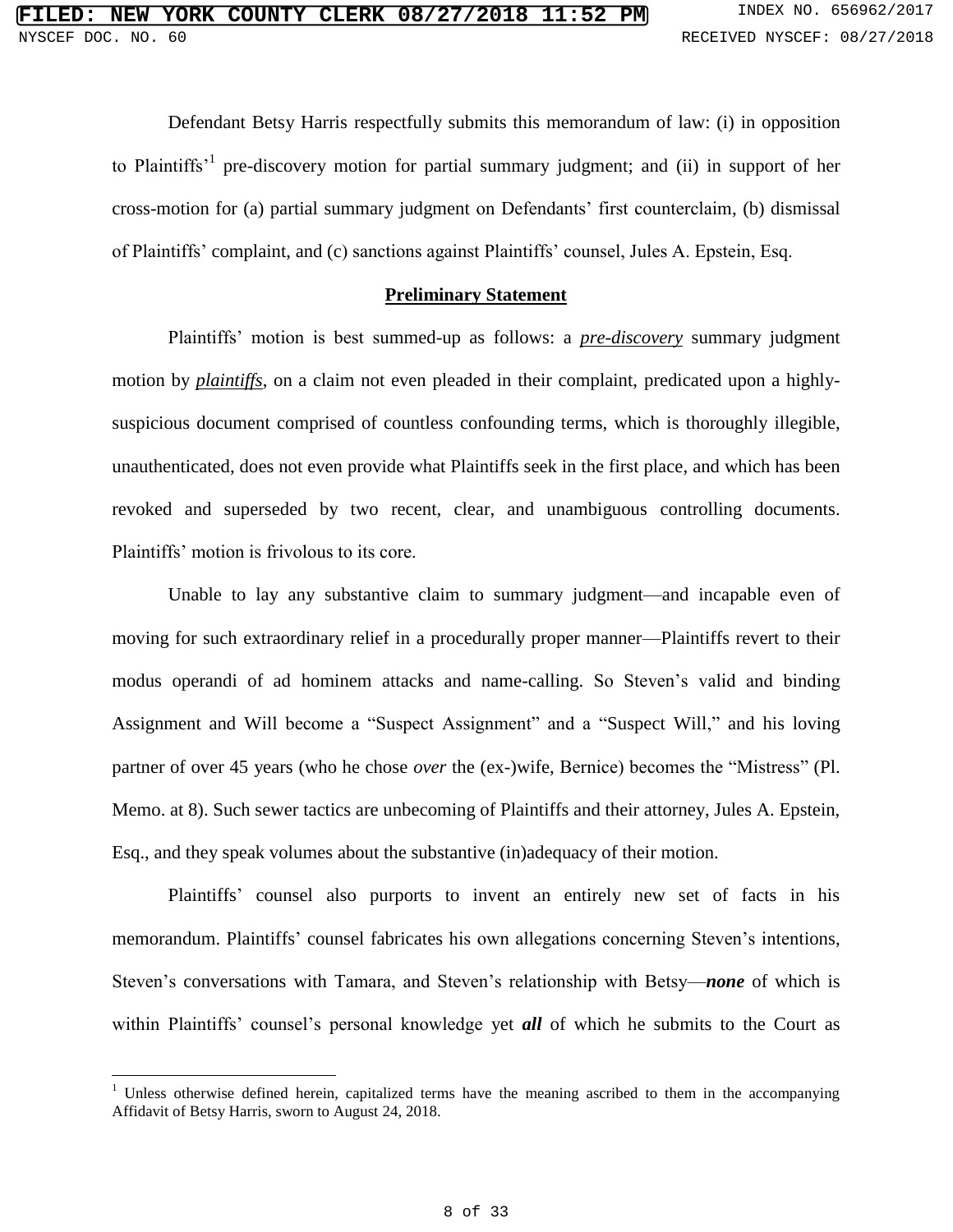Defendant Betsy Harris respectfully submits this memorandum of law: (i) in opposition to Plaintiffs'[1] pre-discovery motion for partial summary judgment; and (ii) in support of her cross-motion for (a) partial summary judgment on Defendants' first counterclaim, (b) dismissal of Plaintiffs' complaint, and (c) sanctions against Plaintiffs' counsel, Jules A. Epstein, Esq.

## Preliminary Statement

Plaintiffs' motion is best summed-up as follows: a ***pre-discovery*** summary judgment motion by ***plaintiffs***, on a claim not even pleaded in their complaint, predicated upon a highly-suspicious document comprised of countless confounding terms, which is thoroughly illegible, unauthenticated, does not even provide what Plaintiffs seek in the first place, and which has been revoked and superseded by two recent, clear, and unambiguous controlling documents. Plaintiffs' motion is frivolous to its core.

Unable to lay any substantive claim to summary judgment—and incapable even of moving for such extraordinary relief in a procedurally proper manner—Plaintiffs revert to their modus operandi of ad hominem attacks and name-calling. So Steven's valid and binding Assignment and Will become a "Suspect Assignment" and a "Suspect Will," and his loving partner of over 45 years (who he chose *over* the (ex-)wife, Bernice) becomes the "Mistress" (Pl. Memo. at 8). Such sewer tactics are unbecoming of Plaintiffs and their attorney, Jules A. Epstein, Esq., and they speak volumes about the substantive (in)adequacy of their motion.

Plaintiffs' counsel also purports to invent an entirely new set of facts in his memorandum. Plaintiffs' counsel fabricates his own allegations concerning Steven's intentions, Steven's conversations with Tamara, and Steven's relationship with Betsy—***none*** of which is within Plaintiffs' counsel's personal knowledge yet ***all*** of which he submits to the Court as

[1] Unless otherwise defined herein, capitalized terms have the meaning ascribed to them in the accompanying Affidavit of Betsy Harris, sworn to August 24, 2018.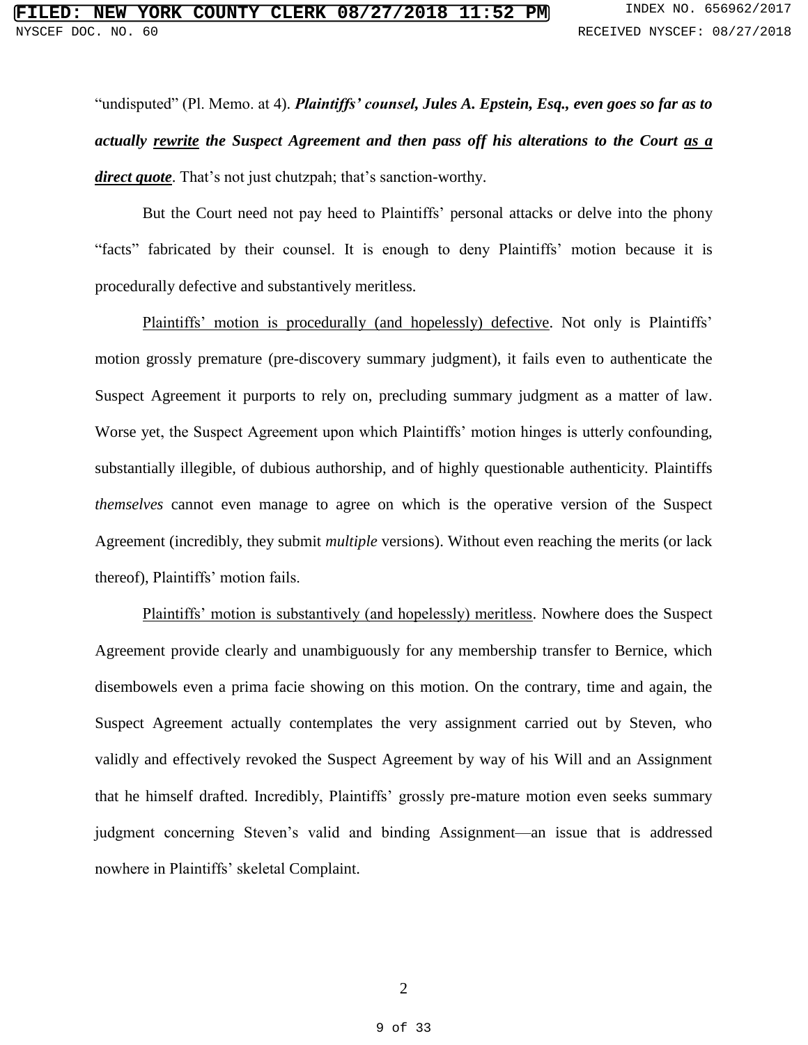"undisputed" (Pl. Memo. at 4). ***Plaintiffs' counsel, Jules A. Epstein, Esq., even goes so far as to actually <u>rewrite</u> the Suspect Agreement and then pass off his alterations to the Court <u>as a direct quote</u>***. That's not just chutzpah; that's sanction-worthy.

But the Court need not pay heed to Plaintiffs' personal attacks or delve into the phony "facts" fabricated by their counsel. It is enough to deny Plaintiffs' motion because it is procedurally defective and substantively meritless.

<u>Plaintiffs' motion is procedurally (and hopelessly) defective</u>. Not only is Plaintiffs' motion grossly premature (pre-discovery summary judgment), it fails even to authenticate the Suspect Agreement it purports to rely on, precluding summary judgment as a matter of law. Worse yet, the Suspect Agreement upon which Plaintiffs' motion hinges is utterly confounding, substantially illegible, of dubious authorship, and of highly questionable authenticity. Plaintiffs *themselves* cannot even manage to agree on which is the operative version of the Suspect Agreement (incredibly, they submit *multiple* versions). Without even reaching the merits (or lack thereof), Plaintiffs' motion fails.

<u>Plaintiffs' motion is substantively (and hopelessly) meritless</u>. Nowhere does the Suspect Agreement provide clearly and unambiguously for any membership transfer to Bernice, which disembowels even a prima facie showing on this motion. On the contrary, time and again, the Suspect Agreement actually contemplates the very assignment carried out by Steven, who validly and effectively revoked the Suspect Agreement by way of his Will and an Assignment that he himself drafted. Incredibly, Plaintiffs' grossly pre-mature motion even seeks summary judgment concerning Steven's valid and binding Assignment—an issue that is addressed nowhere in Plaintiffs' skeletal Complaint.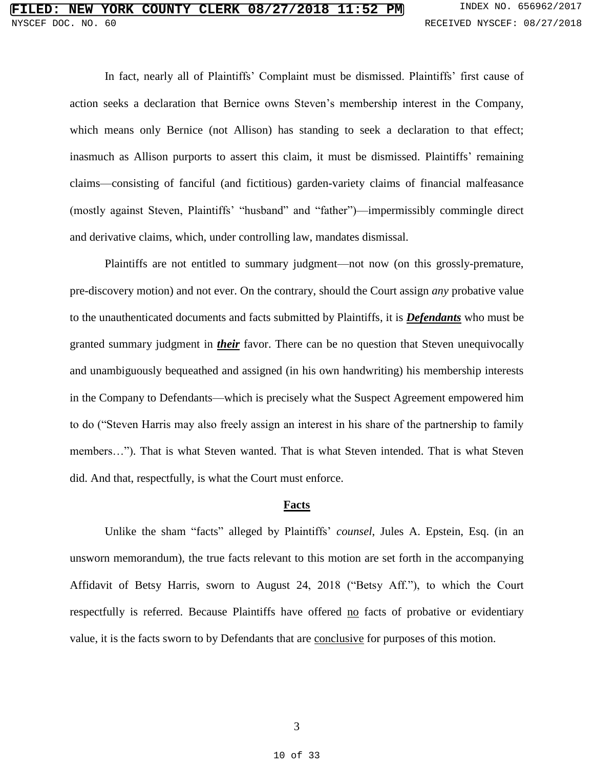In fact, nearly all of Plaintiffs' Complaint must be dismissed. Plaintiffs' first cause of action seeks a declaration that Bernice owns Steven's membership interest in the Company, which means only Bernice (not Allison) has standing to seek a declaration to that effect; inasmuch as Allison purports to assert this claim, it must be dismissed. Plaintiffs' remaining claims—consisting of fanciful (and fictitious) garden-variety claims of financial malfeasance (mostly against Steven, Plaintiffs' "husband" and "father")—impermissibly commingle direct and derivative claims, which, under controlling law, mandates dismissal.

Plaintiffs are not entitled to summary judgment—not now (on this grossly-premature, pre-discovery motion) and not ever. On the contrary, should the Court assign *any* probative value to the unauthenticated documents and facts submitted by Plaintiffs, it is ***Defendants*** who must be granted summary judgment in ***their*** favor. There can be no question that Steven unequivocally and unambiguously bequeathed and assigned (in his own handwriting) his membership interests in the Company to Defendants—which is precisely what the Suspect Agreement empowered him to do ("Steven Harris may also freely assign an interest in his share of the partnership to family members…"). That is what Steven wanted. That is what Steven intended. That is what Steven did. And that, respectfully, is what the Court must enforce.

## Facts

Unlike the sham "facts" alleged by Plaintiffs' *counsel*, Jules A. Epstein, Esq. (in an unsworn memorandum), the true facts relevant to this motion are set forth in the accompanying Affidavit of Betsy Harris, sworn to August 24, 2018 ("Betsy Aff."), to which the Court respectfully is referred. Because Plaintiffs have offered no facts of probative or evidentiary value, it is the facts sworn to by Defendants that are conclusive for purposes of this motion.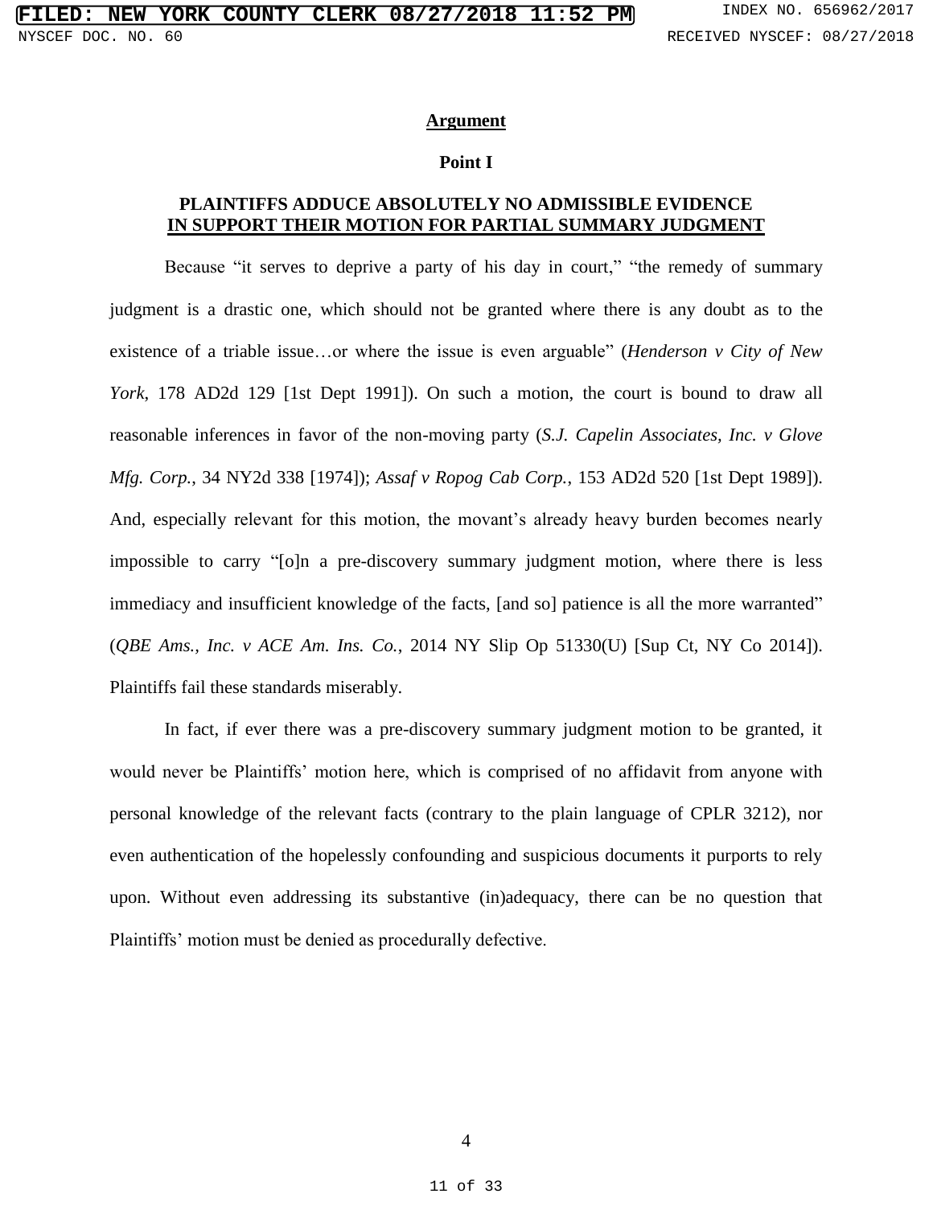## Argument

### Point I

### PLAINTIFFS ADDUCE ABSOLUTELY NO ADMISSIBLE EVIDENCE IN SUPPORT THEIR MOTION FOR PARTIAL SUMMARY JUDGMENT

Because "it serves to deprive a party of his day in court," "the remedy of summary judgment is a drastic one, which should not be granted where there is any doubt as to the existence of a triable issue…or where the issue is even arguable" (*Henderson v City of New York*, 178 AD2d 129 [1st Dept 1991]). On such a motion, the court is bound to draw all reasonable inferences in favor of the non-moving party (*S.J. Capelin Associates, Inc. v Glove Mfg. Corp.*, 34 NY2d 338 [1974]); *Assaf v Ropog Cab Corp.*, 153 AD2d 520 [1st Dept 1989]). And, especially relevant for this motion, the movant's already heavy burden becomes nearly impossible to carry "[o]n a pre-discovery summary judgment motion, where there is less immediacy and insufficient knowledge of the facts, [and so] patience is all the more warranted" (*QBE Ams., Inc. v ACE Am. Ins. Co.*, 2014 NY Slip Op 51330(U) [Sup Ct, NY Co 2014]). Plaintiffs fail these standards miserably.

In fact, if ever there was a pre-discovery summary judgment motion to be granted, it would never be Plaintiffs' motion here, which is comprised of no affidavit from anyone with personal knowledge of the relevant facts (contrary to the plain language of CPLR 3212), nor even authentication of the hopelessly confounding and suspicious documents it purports to rely upon. Without even addressing its substantive (in)adequacy, there can be no question that Plaintiffs' motion must be denied as procedurally defective.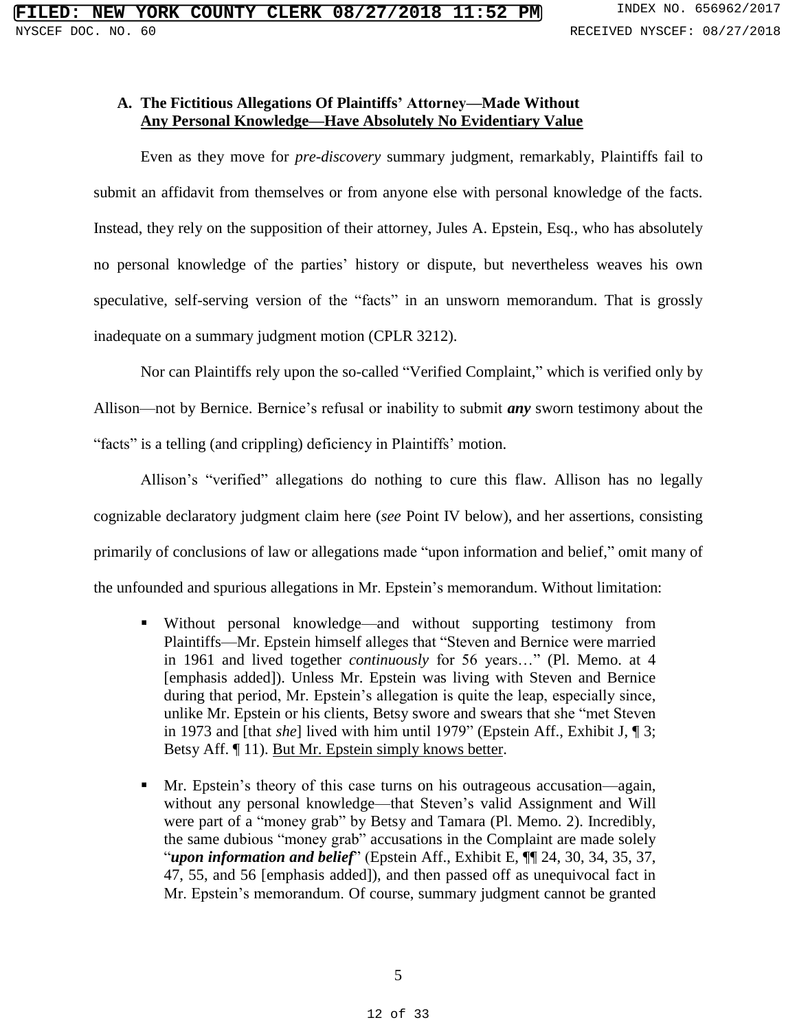### A. The Fictitious Allegations Of Plaintiffs' Attorney—Made Without Any Personal Knowledge—Have Absolutely No Evidentiary Value

Even as they move for *pre-discovery* summary judgment, remarkably, Plaintiffs fail to submit an affidavit from themselves or from anyone else with personal knowledge of the facts. Instead, they rely on the supposition of their attorney, Jules A. Epstein, Esq., who has absolutely no personal knowledge of the parties' history or dispute, but nevertheless weaves his own speculative, self-serving version of the "facts" in an unsworn memorandum. That is grossly inadequate on a summary judgment motion (CPLR 3212).

Nor can Plaintiffs rely upon the so-called "Verified Complaint," which is verified only by Allison—not by Bernice. Bernice's refusal or inability to submit ***any*** sworn testimony about the "facts" is a telling (and crippling) deficiency in Plaintiffs' motion.

Allison's "verified" allegations do nothing to cure this flaw. Allison has no legally cognizable declaratory judgment claim here (*see* Point IV below), and her assertions, consisting primarily of conclusions of law or allegations made "upon information and belief," omit many of the unfounded and spurious allegations in Mr. Epstein's memorandum. Without limitation:

- Without personal knowledge—and without supporting testimony from Plaintiffs—Mr. Epstein himself alleges that "Steven and Bernice were married in 1961 and lived together *continuously* for 56 years…" (Pl. Memo. at 4 [emphasis added]). Unless Mr. Epstein was living with Steven and Bernice during that period, Mr. Epstein's allegation is quite the leap, especially since, unlike Mr. Epstein or his clients, Betsy swore and swears that she "met Steven in 1973 and [that *she*] lived with him until 1979" (Epstein Aff., Exhibit J, ¶ 3; Betsy Aff. ¶ 11). <u>But Mr. Epstein simply knows better</u>.
- Mr. Epstein's theory of this case turns on his outrageous accusation—again, without any personal knowledge—that Steven's valid Assignment and Will were part of a "money grab" by Betsy and Tamara (Pl. Memo. 2). Incredibly, the same dubious "money grab" accusations in the Complaint are made solely "***upon information and belief***" (Epstein Aff., Exhibit E, ¶¶ 24, 30, 34, 35, 37, 47, 55, and 56 [emphasis added]), and then passed off as unequivocal fact in Mr. Epstein's memorandum. Of course, summary judgment cannot be granted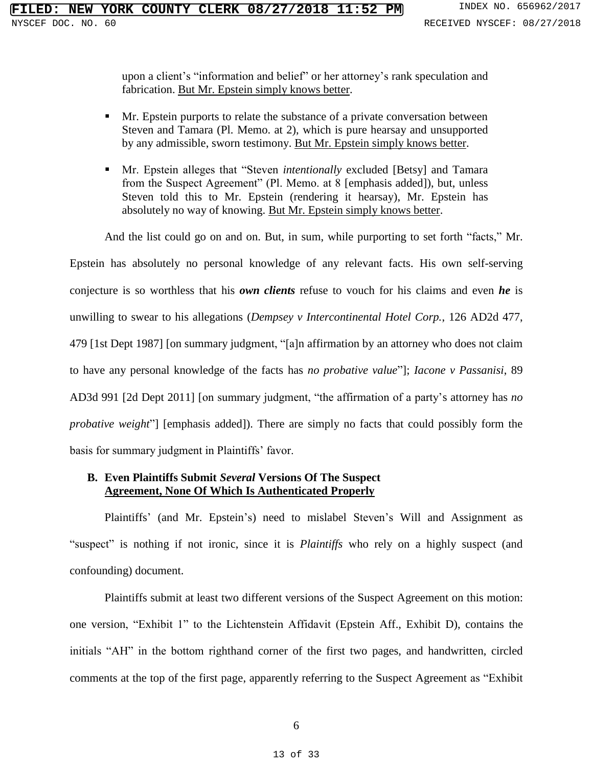upon a client's "information and belief" or her attorney's rank speculation and fabrication. <u>But Mr. Epstein simply knows better</u>.

- Mr. Epstein purports to relate the substance of a private conversation between Steven and Tamara (Pl. Memo. at 2), which is pure hearsay and unsupported by any admissible, sworn testimony. <u>But Mr. Epstein simply knows better</u>.
- Mr. Epstein alleges that "Steven *intentionally* excluded [Betsy] and Tamara from the Suspect Agreement" (Pl. Memo. at 8 [emphasis added]), but, unless Steven told this to Mr. Epstein (rendering it hearsay), Mr. Epstein has absolutely no way of knowing. <u>But Mr. Epstein simply knows better</u>.

And the list could go on and on. But, in sum, while purporting to set forth "facts," Mr. Epstein has absolutely no personal knowledge of any relevant facts. His own self-serving conjecture is so worthless that his ***own clients*** refuse to vouch for his claims and even ***he*** is unwilling to swear to his allegations (*Dempsey v Intercontinental Hotel Corp.*, 126 AD2d 477, 479 [1st Dept 1987] [on summary judgment, "[a]n affirmation by an attorney who does not claim to have any personal knowledge of the facts has *no probative value*"]; *Iacone v Passanisi*, 89 AD3d 991 [2d Dept 2011] [on summary judgment, "the affirmation of a party's attorney has *no probative weight*"] [emphasis added]). There are simply no facts that could possibly form the basis for summary judgment in Plaintiffs' favor.

### B. Even Plaintiffs Submit *Several* Versions Of The Suspect <u>Agreement, None Of Which Is Authenticated Properly</u>

Plaintiffs' (and Mr. Epstein's) need to mislabel Steven's Will and Assignment as "suspect" is nothing if not ironic, since it is *Plaintiffs* who rely on a highly suspect (and confounding) document.

Plaintiffs submit at least two different versions of the Suspect Agreement on this motion: one version, "Exhibit 1" to the Lichtenstein Affidavit (Epstein Aff., Exhibit D), contains the initials "AH" in the bottom righthand corner of the first two pages, and handwritten, circled comments at the top of the first page, apparently referring to the Suspect Agreement as "Exhibit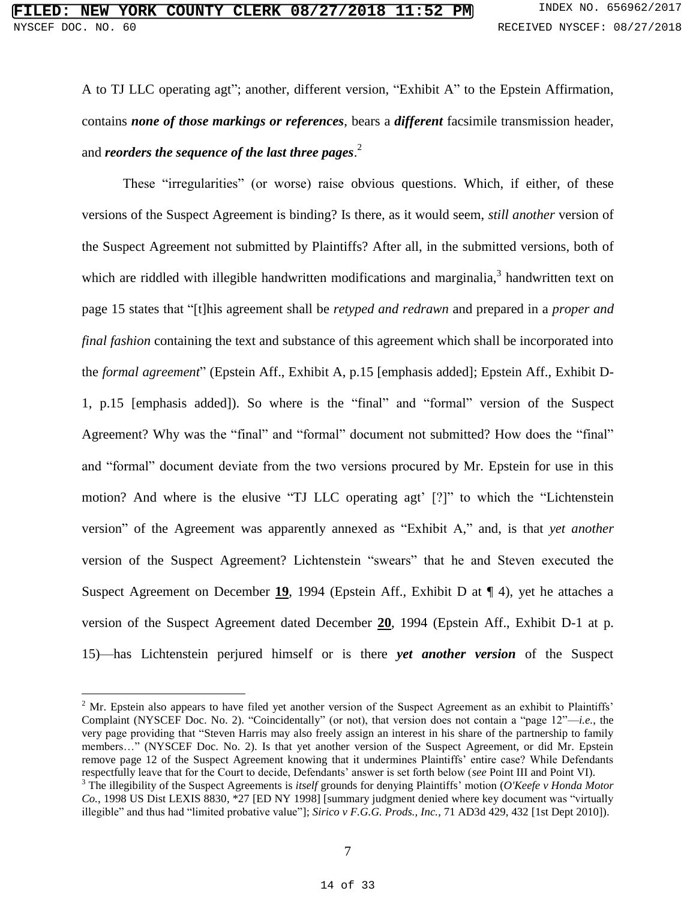A to TJ LLC operating agt"; another, different version, "Exhibit A" to the Epstein Affirmation, contains ***none of those markings or references***, bears a ***different*** facsimile transmission header, and ***reorders the sequence of the last three pages***.[2]

These "irregularities" (or worse) raise obvious questions. Which, if either, of these versions of the Suspect Agreement is binding? Is there, as it would seem, *still another* version of the Suspect Agreement not submitted by Plaintiffs? After all, in the submitted versions, both of which are riddled with illegible handwritten modifications and marginalia,[3] handwritten text on page 15 states that "[t]his agreement shall be *retyped and redrawn* and prepared in a *proper and final fashion* containing the text and substance of this agreement which shall be incorporated into the *formal agreement*" (Epstein Aff., Exhibit A, p.15 [emphasis added]; Epstein Aff., Exhibit D-1, p.15 [emphasis added]). So where is the "final" and "formal" version of the Suspect Agreement? Why was the "final" and "formal" document not submitted? How does the "final" and "formal" document deviate from the two versions procured by Mr. Epstein for use in this motion? And where is the elusive "TJ LLC operating agt' [?]" to which the "Lichtenstein version" of the Agreement was apparently annexed as "Exhibit A," and, is that *yet another* version of the Suspect Agreement? Lichtenstein "swears" that he and Steven executed the Suspect Agreement on December **19**, 1994 (Epstein Aff., Exhibit D at ¶ 4), yet he attaches a version of the Suspect Agreement dated December **20**, 1994 (Epstein Aff., Exhibit D-1 at p. 15)—has Lichtenstein perjured himself or is there ***yet another version*** of the Suspect

[2] Mr. Epstein also appears to have filed yet another version of the Suspect Agreement as an exhibit to Plaintiffs' Complaint (NYSCEF Doc. No. 2). "Coincidentally" (or not), that version does not contain a "page 12"—*i.e.*, the very page providing that "Steven Harris may also freely assign an interest in his share of the partnership to family members…" (NYSCEF Doc. No. 2). Is that yet another version of the Suspect Agreement, or did Mr. Epstein remove page 12 of the Suspect Agreement knowing that it undermines Plaintiffs' entire case? While Defendants respectfully leave that for the Court to decide, Defendants' answer is set forth below (*see* Point III and Point VI).

[3] The illegibility of the Suspect Agreements is *itself* grounds for denying Plaintiffs' motion (*O'Keefe v Honda Motor Co.*, 1998 US Dist LEXIS 8830, *27 [ED NY 1998] [summary judgment denied where key document was "virtually illegible" and thus had "limited probative value"]; *Sirico v F.G.G. Prods., Inc.*, 71 AD3d 429, 432 [1st Dept 2010]).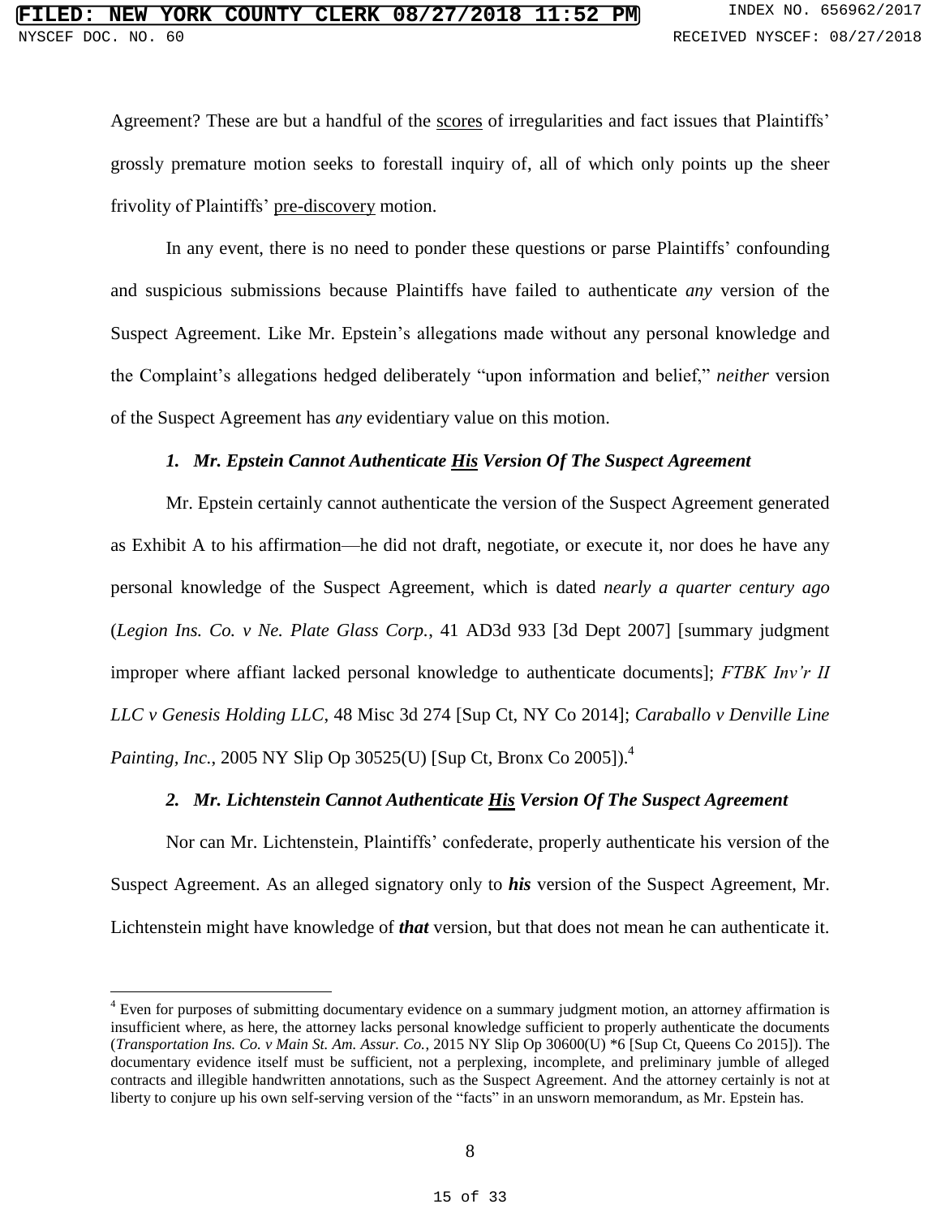Agreement? These are but a handful of the <u>scores</u> of irregularities and fact issues that Plaintiffs' grossly premature motion seeks to forestall inquiry of, all of which only points up the sheer frivolity of Plaintiffs' <u>pre-discovery</u> motion.

In any event, there is no need to ponder these questions or parse Plaintiffs' confounding and suspicious submissions because Plaintiffs have failed to authenticate *any* version of the Suspect Agreement. Like Mr. Epstein's allegations made without any personal knowledge and the Complaint's allegations hedged deliberately "upon information and belief," *neither* version of the Suspect Agreement has *any* evidentiary value on this motion.

### *1. Mr. Epstein Cannot Authenticate <u>His</u> Version Of The Suspect Agreement*

Mr. Epstein certainly cannot authenticate the version of the Suspect Agreement generated as Exhibit A to his affirmation—he did not draft, negotiate, or execute it, nor does he have any personal knowledge of the Suspect Agreement, which is dated *nearly a quarter century ago* (*Legion Ins. Co. v Ne. Plate Glass Corp.*, 41 AD3d 933 [3d Dept 2007] [summary judgment improper where affiant lacked personal knowledge to authenticate documents]; *FTBK Inv'r II LLC v Genesis Holding LLC*, 48 Misc 3d 274 [Sup Ct, NY Co 2014]; *Caraballo v Denville Line Painting, Inc.*, 2005 NY Slip Op 30525(U) [Sup Ct, Bronx Co 2005]).[4]

### *2. Mr. Lichtenstein Cannot Authenticate <u>His</u> Version Of The Suspect Agreement*

Nor can Mr. Lichtenstein, Plaintiffs' confederate, properly authenticate his version of the Suspect Agreement. As an alleged signatory only to ***his*** version of the Suspect Agreement, Mr. Lichtenstein might have knowledge of ***that*** version, but that does not mean he can authenticate it.

---

[4] Even for purposes of submitting documentary evidence on a summary judgment motion, an attorney affirmation is insufficient where, as here, the attorney lacks personal knowledge sufficient to properly authenticate the documents (*Transportation Ins. Co. v Main St. Am. Assur. Co.*, 2015 NY Slip Op 30600(U) *6 [Sup Ct, Queens Co 2015]). The documentary evidence itself must be sufficient, not a perplexing, incomplete, and preliminary jumble of alleged contracts and illegible handwritten annotations, such as the Suspect Agreement. And the attorney certainly is not at liberty to conjure up his own self-serving version of the "facts" in an unsworn memorandum, as Mr. Epstein has.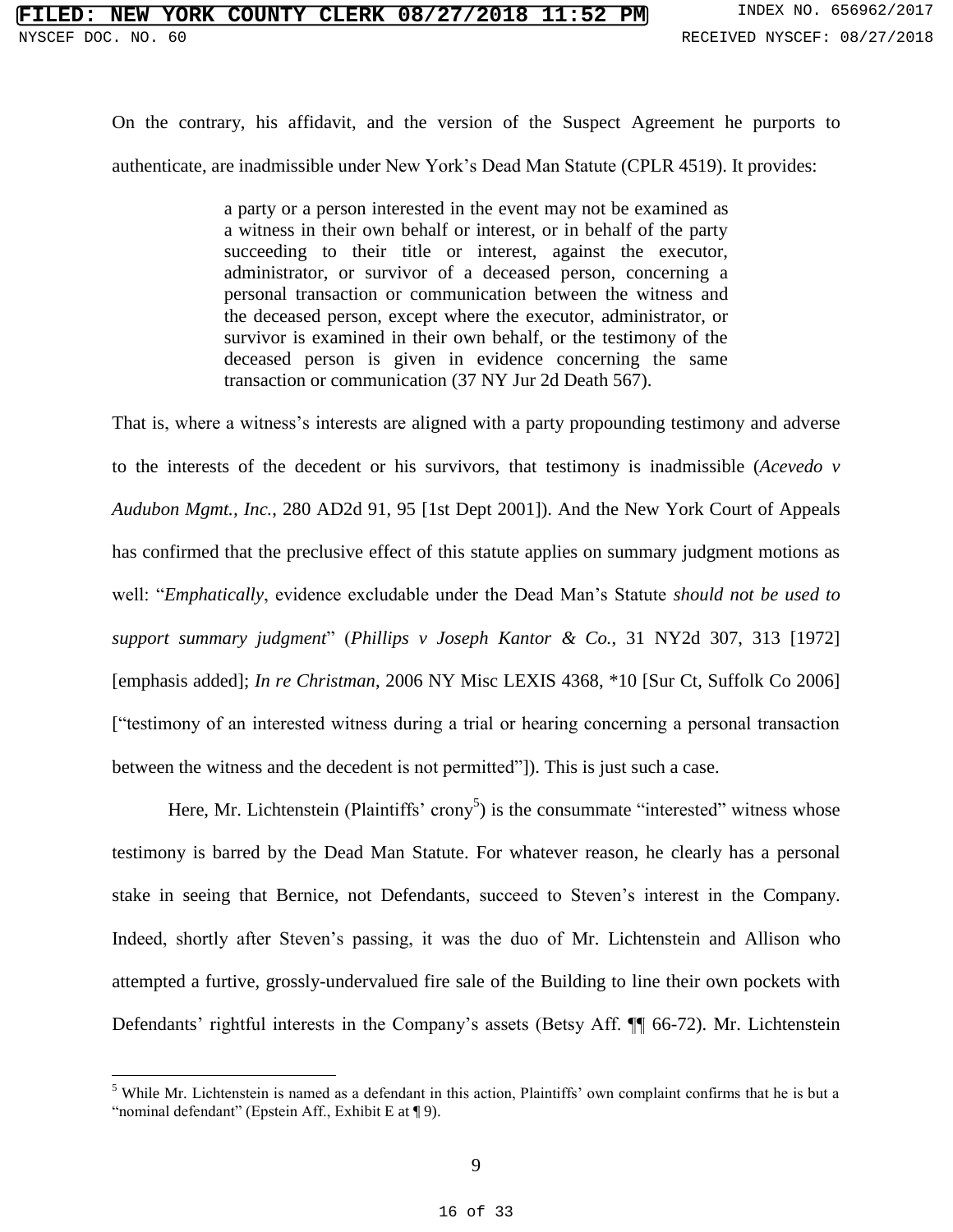On the contrary, his affidavit, and the version of the Suspect Agreement he purports to authenticate, are inadmissible under New York's Dead Man Statute (CPLR 4519). It provides:

> a party or a person interested in the event may not be examined as a witness in their own behalf or interest, or in behalf of the party succeeding to their title or interest, against the executor, administrator, or survivor of a deceased person, concerning a personal transaction or communication between the witness and the deceased person, except where the executor, administrator, or survivor is examined in their own behalf, or the testimony of the deceased person is given in evidence concerning the same transaction or communication (37 NY Jur 2d Death 567).

That is, where a witness's interests are aligned with a party propounding testimony and adverse to the interests of the decedent or his survivors, that testimony is inadmissible (*Acevedo v Audubon Mgmt., Inc.*, 280 AD2d 91, 95 [1st Dept 2001]). And the New York Court of Appeals has confirmed that the preclusive effect of this statute applies on summary judgment motions as well: "*Emphatically*, evidence excludable under the Dead Man's Statute *should not be used to support summary judgment*" (*Phillips v Joseph Kantor & Co.*, 31 NY2d 307, 313 [1972] [emphasis added]; *In re Christman*, 2006 NY Misc LEXIS 4368, *10 [Sur Ct, Suffolk Co 2006] ["testimony of an interested witness during a trial or hearing concerning a personal transaction between the witness and the decedent is not permitted"]). This is just such a case.

Here, Mr. Lichtenstein (Plaintiffs' crony[5]) is the consummate "interested" witness whose testimony is barred by the Dead Man Statute. For whatever reason, he clearly has a personal stake in seeing that Bernice, not Defendants, succeed to Steven's interest in the Company. Indeed, shortly after Steven's passing, it was the duo of Mr. Lichtenstein and Allison who attempted a furtive, grossly-undervalued fire sale of the Building to line their own pockets with Defendants' rightful interests in the Company's assets (Betsy Aff. ¶¶ 66-72). Mr. Lichtenstein

[5] While Mr. Lichtenstein is named as a defendant in this action, Plaintiffs' own complaint confirms that he is but a "nominal defendant" (Epstein Aff., Exhibit E at ¶ 9).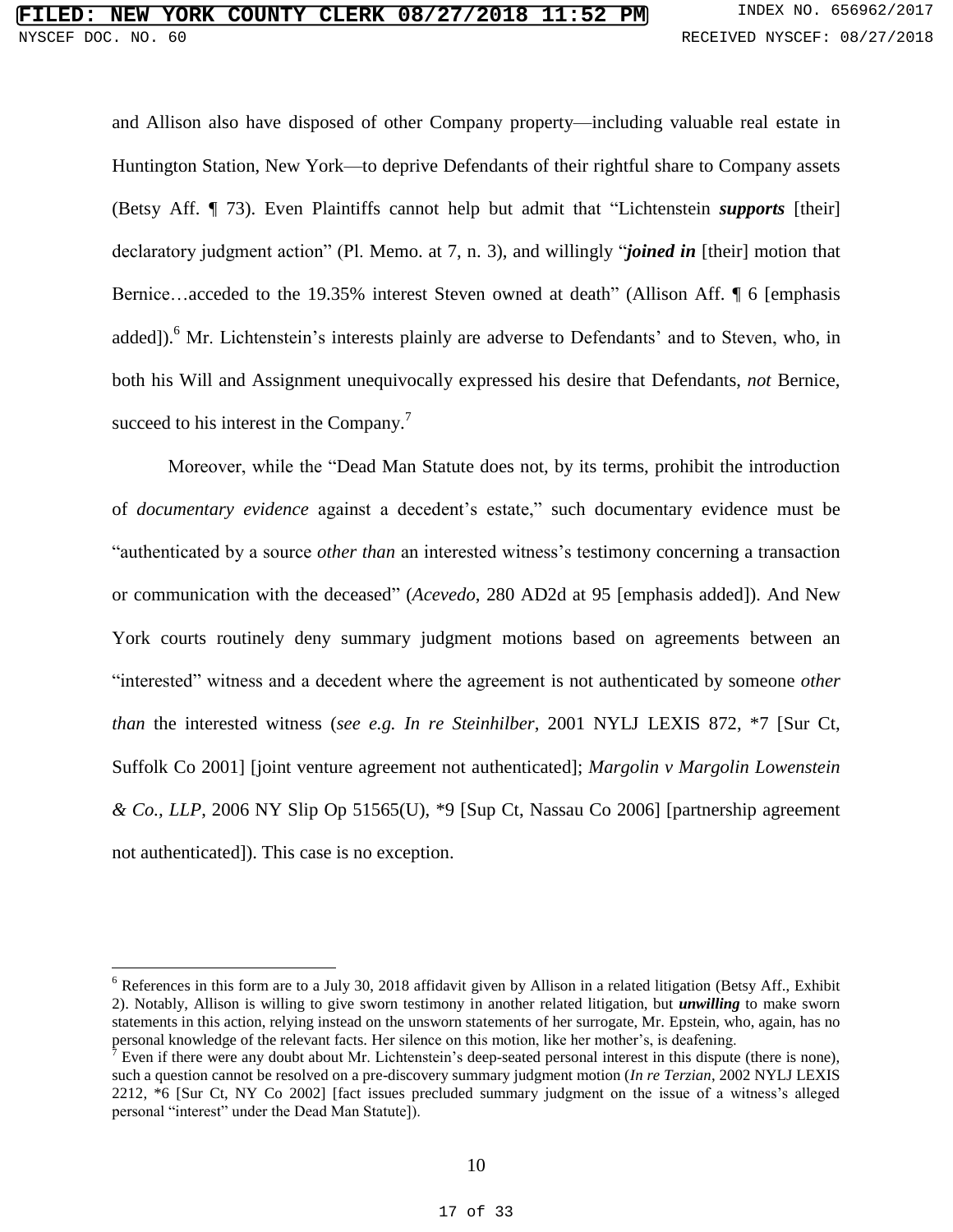and Allison also have disposed of other Company property—including valuable real estate in Huntington Station, New York—to deprive Defendants of their rightful share to Company assets (Betsy Aff. ¶ 73). Even Plaintiffs cannot help but admit that "Lichtenstein ***supports*** [their] declaratory judgment action" (Pl. Memo. at 7, n. 3), and willingly "***joined in*** [their] motion that Bernice…acceded to the 19.35% interest Steven owned at death" (Allison Aff. ¶ 6 [emphasis added]).[6] Mr. Lichtenstein's interests plainly are adverse to Defendants' and to Steven, who, in both his Will and Assignment unequivocally expressed his desire that Defendants, *not* Bernice, succeed to his interest in the Company.[7]

Moreover, while the "Dead Man Statute does not, by its terms, prohibit the introduction of *documentary evidence* against a decedent's estate," such documentary evidence must be "authenticated by a source *other than* an interested witness's testimony concerning a transaction or communication with the deceased" (*Acevedo*, 280 AD2d at 95 [emphasis added]). And New York courts routinely deny summary judgment motions based on agreements between an "interested" witness and a decedent where the agreement is not authenticated by someone *other than* the interested witness (*see e.g. In re Steinhilber*, 2001 NYLJ LEXIS 872, *7 [Sur Ct, Suffolk Co 2001] [joint venture agreement not authenticated]; *Margolin v Margolin Lowenstein & Co., LLP*, 2006 NY Slip Op 51565(U), *9 [Sup Ct, Nassau Co 2006] [partnership agreement not authenticated]). This case is no exception.

---

[6] References in this form are to a July 30, 2018 affidavit given by Allison in a related litigation (Betsy Aff., Exhibit 2). Notably, Allison is willing to give sworn testimony in another related litigation, but ***unwilling*** to make sworn statements in this action, relying instead on the unsworn statements of her surrogate, Mr. Epstein, who, again, has no personal knowledge of the relevant facts. Her silence on this motion, like her mother's, is deafening.

[7] Even if there were any doubt about Mr. Lichtenstein's deep-seated personal interest in this dispute (there is none), such a question cannot be resolved on a pre-discovery summary judgment motion (*In re Terzian*, 2002 NYLJ LEXIS 2212, *6 [Sur Ct, NY Co 2002] [fact issues precluded summary judgment on the issue of a witness's alleged personal "interest" under the Dead Man Statute]).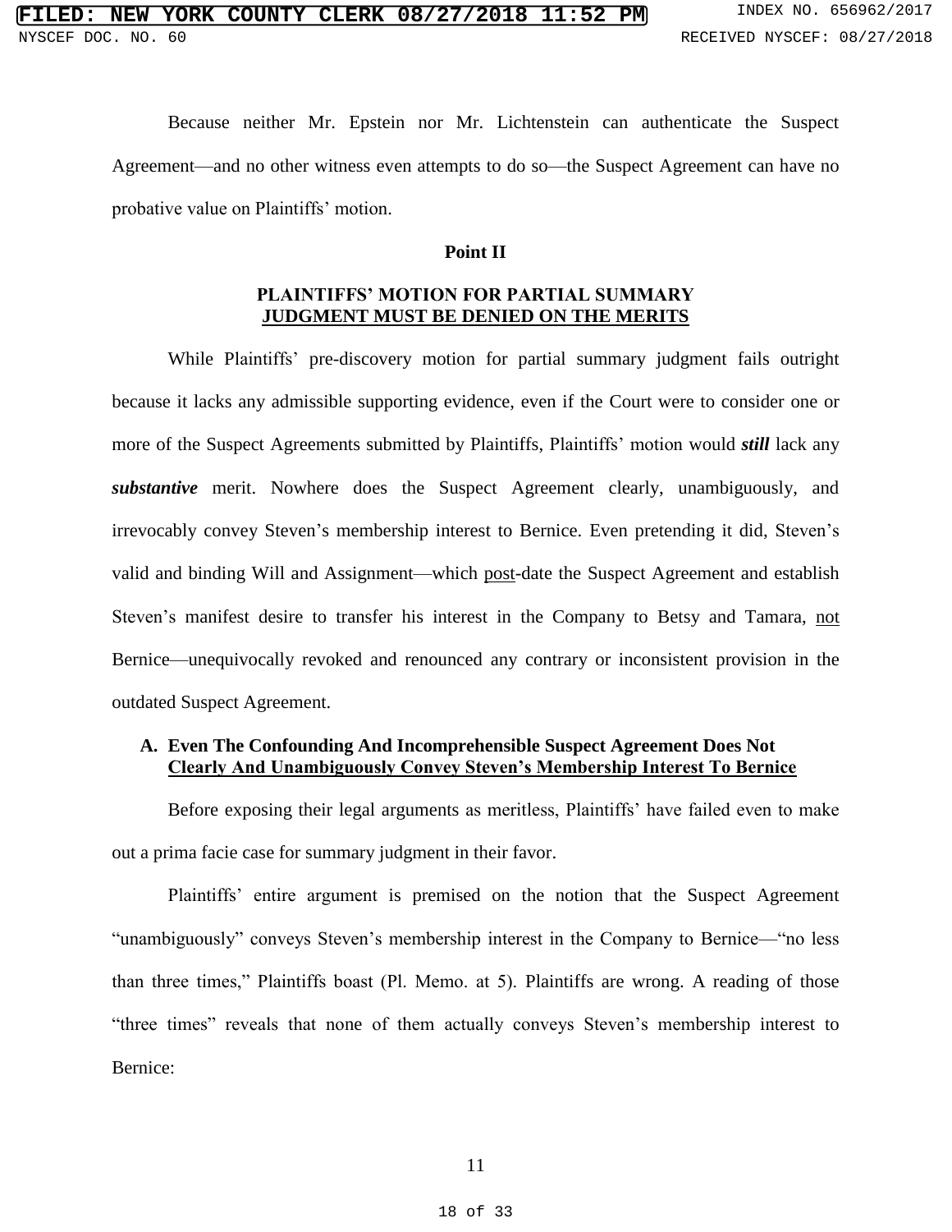Because neither Mr. Epstein nor Mr. Lichtenstein can authenticate the Suspect Agreement—and no other witness even attempts to do so—the Suspect Agreement can have no probative value on Plaintiffs' motion.

## Point II

## PLAINTIFFS' MOTION FOR PARTIAL SUMMARY JUDGMENT MUST BE DENIED ON THE MERITS

While Plaintiffs' pre-discovery motion for partial summary judgment fails outright because it lacks any admissible supporting evidence, even if the Court were to consider one or more of the Suspect Agreements submitted by Plaintiffs, Plaintiffs' motion would ***still*** lack any ***substantive*** merit. Nowhere does the Suspect Agreement clearly, unambiguously, and irrevocably convey Steven's membership interest to Bernice. Even pretending it did, Steven's valid and binding Will and Assignment—which post-date the Suspect Agreement and establish Steven's manifest desire to transfer his interest in the Company to Betsy and Tamara, not Bernice—unequivocally revoked and renounced any contrary or inconsistent provision in the outdated Suspect Agreement.

### A. Even The Confounding And Incomprehensible Suspect Agreement Does Not Clearly And Unambiguously Convey Steven's Membership Interest To Bernice

Before exposing their legal arguments as meritless, Plaintiffs' have failed even to make out a prima facie case for summary judgment in their favor.

Plaintiffs' entire argument is premised on the notion that the Suspect Agreement "unambiguously" conveys Steven's membership interest in the Company to Bernice—"no less than three times," Plaintiffs boast (Pl. Memo. at 5). Plaintiffs are wrong. A reading of those "three times" reveals that none of them actually conveys Steven's membership interest to Bernice: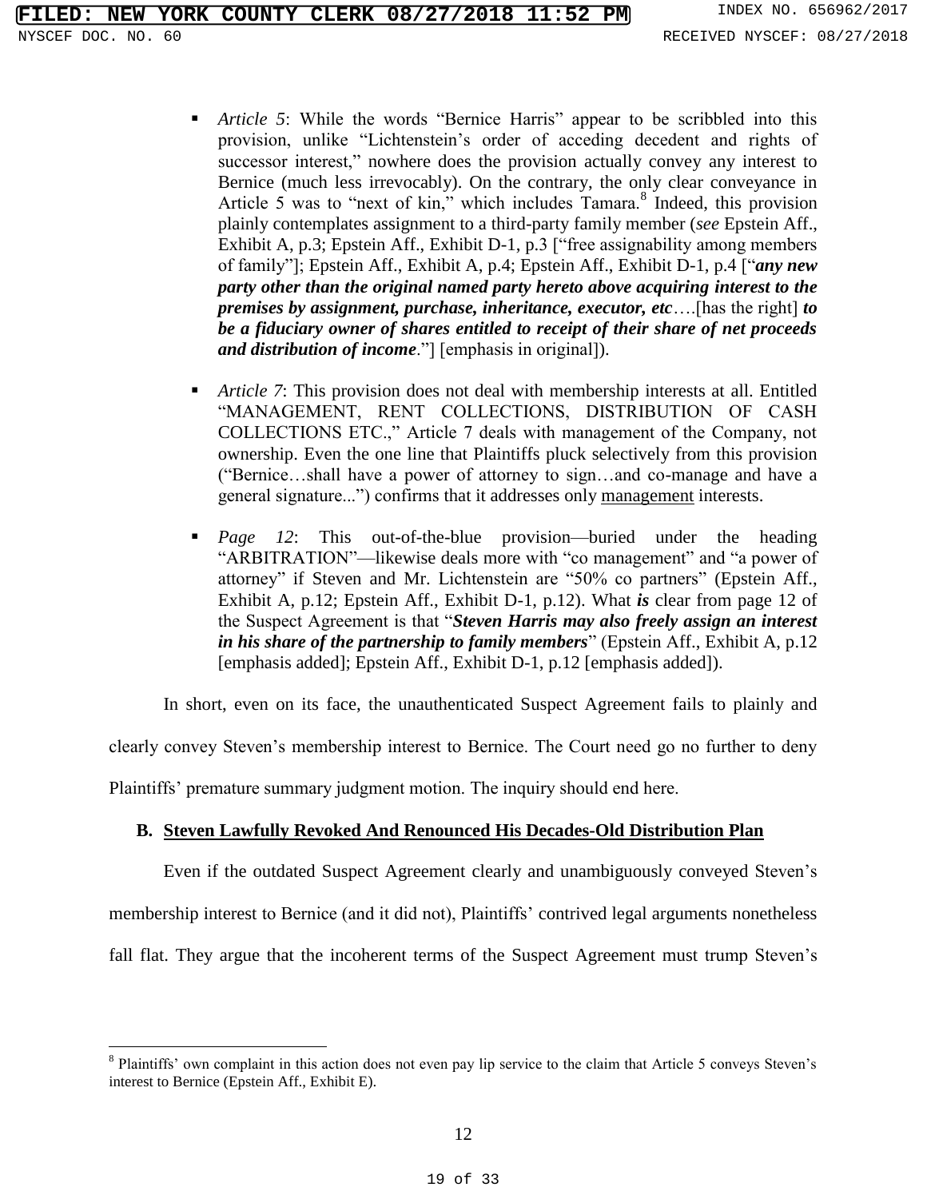- *Article 5*: While the words "Bernice Harris" appear to be scribbled into this provision, unlike "Lichtenstein's order of acceding decedent and rights of successor interest," nowhere does the provision actually convey any interest to Bernice (much less irrevocably). On the contrary, the only clear conveyance in Article 5 was to "next of kin," which includes Tamara.[8] Indeed, this provision plainly contemplates assignment to a third-party family member (*see* Epstein Aff., Exhibit A, p.3; Epstein Aff., Exhibit D-1, p.3 ["free assignability among members of family"]; Epstein Aff., Exhibit A, p.4; Epstein Aff., Exhibit D-1, p.4 ["***any new party other than the original named party hereto above acquiring interest to the premises by assignment, purchase, inheritance, executor, etc***….[has the right] ***to be a fiduciary owner of shares entitled to receipt of their share of net proceeds and distribution of income***."] [emphasis in original]).

- *Article 7*: This provision does not deal with membership interests at all. Entitled "MANAGEMENT, RENT COLLECTIONS, DISTRIBUTION OF CASH COLLECTIONS ETC.," Article 7 deals with management of the Company, not ownership. Even the one line that Plaintiffs pluck selectively from this provision ("Bernice…shall have a power of attorney to sign…and co-manage and have a general signature...") confirms that it addresses only <u>management</u> interests.

- *Page 12*: This out-of-the-blue provision—buried under the heading "ARBITRATION"—likewise deals more with "co management" and "a power of attorney" if Steven and Mr. Lichtenstein are "50% co partners" (Epstein Aff., Exhibit A, p.12; Epstein Aff., Exhibit D-1, p.12). What ***is*** clear from page 12 of the Suspect Agreement is that "***Steven Harris may also freely assign an interest in his share of the partnership to family members***" (Epstein Aff., Exhibit A, p.12 [emphasis added]; Epstein Aff., Exhibit D-1, p.12 [emphasis added]).

In short, even on its face, the unauthenticated Suspect Agreement fails to plainly and clearly convey Steven's membership interest to Bernice. The Court need go no further to deny Plaintiffs' premature summary judgment motion. The inquiry should end here.

### B. <u>Steven Lawfully Revoked And Renounced His Decades-Old Distribution Plan</u>

Even if the outdated Suspect Agreement clearly and unambiguously conveyed Steven's membership interest to Bernice (and it did not), Plaintiffs' contrived legal arguments nonetheless fall flat. They argue that the incoherent terms of the Suspect Agreement must trump Steven's

---

[8] Plaintiffs' own complaint in this action does not even pay lip service to the claim that Article 5 conveys Steven's interest to Bernice (Epstein Aff., Exhibit E).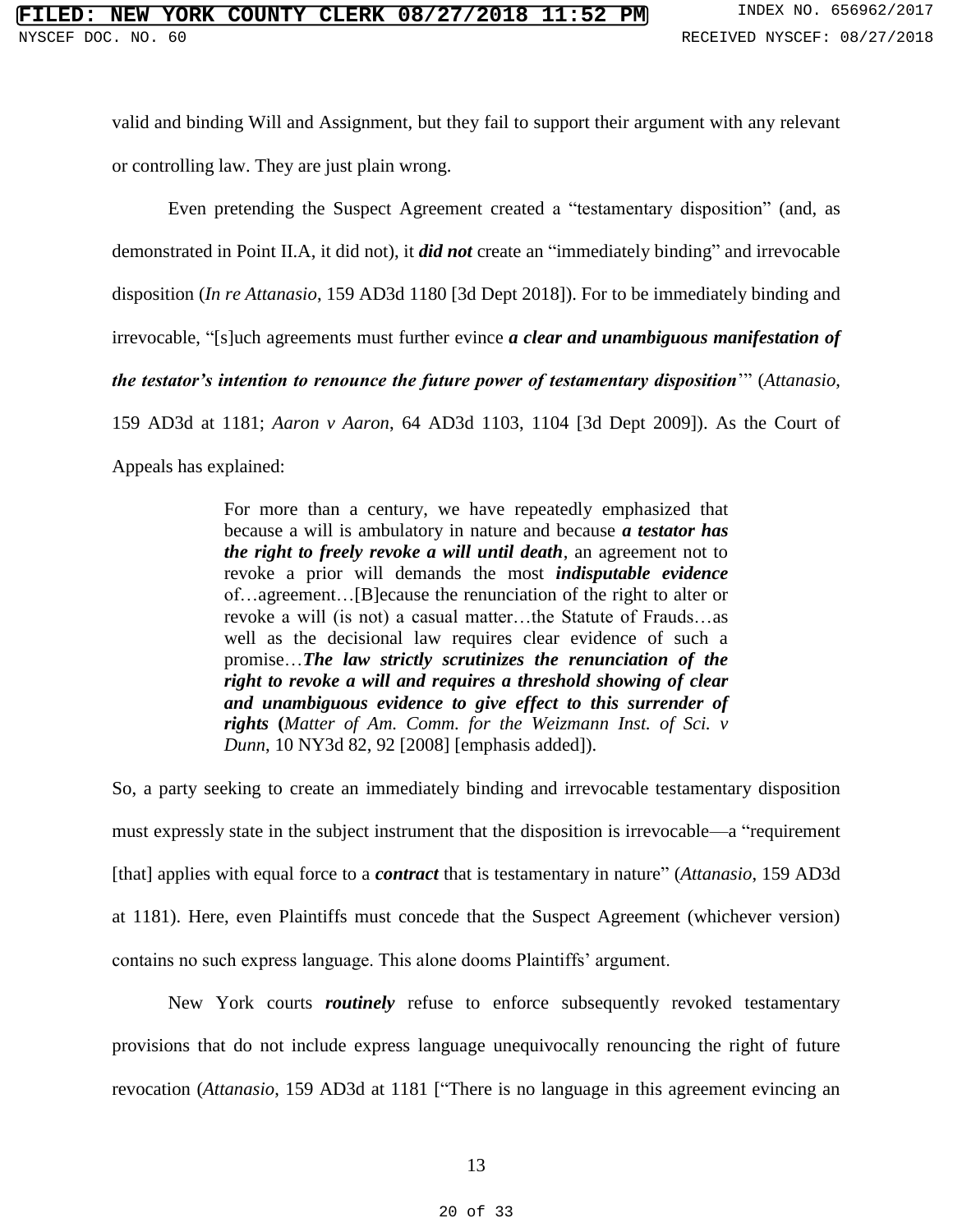valid and binding Will and Assignment, but they fail to support their argument with any relevant or controlling law. They are just plain wrong.

Even pretending the Suspect Agreement created a "testamentary disposition" (and, as demonstrated in Point II.A, it did not), it ***did not*** create an "immediately binding" and irrevocable disposition (*In re Attanasio*, 159 AD3d 1180 [3d Dept 2018]). For to be immediately binding and irrevocable, "[s]uch agreements must further evince ***a clear and unambiguous manifestation of the testator's intention to renounce the future power of testamentary disposition***'" (*Attanasio*, 159 AD3d at 1181; *Aaron v Aaron*, 64 AD3d 1103, 1104 [3d Dept 2009]). As the Court of Appeals has explained:

> For more than a century, we have repeatedly emphasized that because a will is ambulatory in nature and because ***a testator has the right to freely revoke a will until death***, an agreement not to revoke a prior will demands the most ***indisputable evidence*** of…agreement…[B]ecause the renunciation of the right to alter or revoke a will (is not) a casual matter…the Statute of Frauds…as well as the decisional law requires clear evidence of such a promise…***The law strictly scrutinizes the renunciation of the right to revoke a will and requires a threshold showing of clear and unambiguous evidence to give effect to this surrender of rights*** **(***Matter of Am. Comm. for the Weizmann Inst. of Sci. v Dunn*, 10 NY3d 82, 92 [2008] [emphasis added]).

So, a party seeking to create an immediately binding and irrevocable testamentary disposition must expressly state in the subject instrument that the disposition is irrevocable—a "requirement [that] applies with equal force to a ***contract*** that is testamentary in nature" (*Attanasio*, 159 AD3d at 1181). Here, even Plaintiffs must concede that the Suspect Agreement (whichever version) contains no such express language. This alone dooms Plaintiffs' argument.

New York courts ***routinely*** refuse to enforce subsequently revoked testamentary provisions that do not include express language unequivocally renouncing the right of future revocation (*Attanasio*, 159 AD3d at 1181 ["There is no language in this agreement evincing an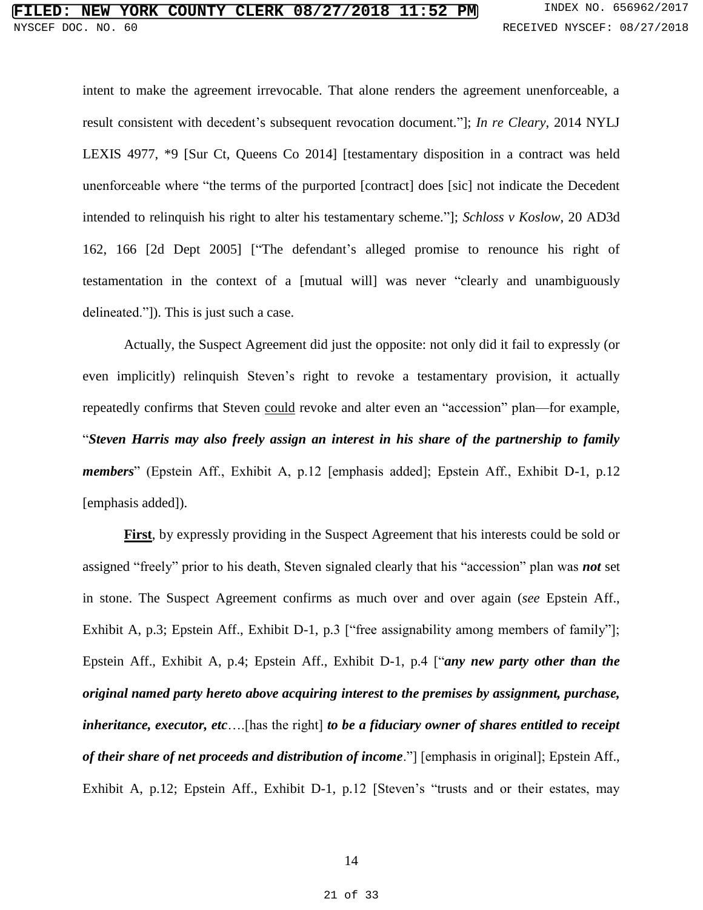intent to make the agreement irrevocable. That alone renders the agreement unenforceable, a result consistent with decedent's subsequent revocation document."]; *In re Cleary*, 2014 NYLJ LEXIS 4977, *9 [Sur Ct, Queens Co 2014] [testamentary disposition in a contract was held unenforceable where "the terms of the purported [contract] does [sic] not indicate the Decedent intended to relinquish his right to alter his testamentary scheme."]; *Schloss v Koslow*, 20 AD3d 162, 166 [2d Dept 2005] ["The defendant's alleged promise to renounce his right of testamentation in the context of a [mutual will] was never "clearly and unambiguously delineated."]). This is just such a case.

Actually, the Suspect Agreement did just the opposite: not only did it fail to expressly (or even implicitly) relinquish Steven's right to revoke a testamentary provision, it actually repeatedly confirms that Steven could revoke and alter even an "accession" plan—for example, "***Steven Harris may also freely assign an interest in his share of the partnership to family members***" (Epstein Aff., Exhibit A, p.12 [emphasis added]; Epstein Aff., Exhibit D-1, p.12 [emphasis added]).

**First**, by expressly providing in the Suspect Agreement that his interests could be sold or assigned "freely" prior to his death, Steven signaled clearly that his "accession" plan was ***not*** set in stone. The Suspect Agreement confirms as much over and over again (*see* Epstein Aff., Exhibit A, p.3; Epstein Aff., Exhibit D-1, p.3 ["free assignability among members of family"]; Epstein Aff., Exhibit A, p.4; Epstein Aff., Exhibit D-1, p.4 ["***any new party other than the original named party hereto above acquiring interest to the premises by assignment, purchase, inheritance, executor, etc***….[has the right] ***to be a fiduciary owner of shares entitled to receipt of their share of net proceeds and distribution of income***."] [emphasis in original]; Epstein Aff., Exhibit A, p.12; Epstein Aff., Exhibit D-1, p.12 [Steven's "trusts and or their estates, may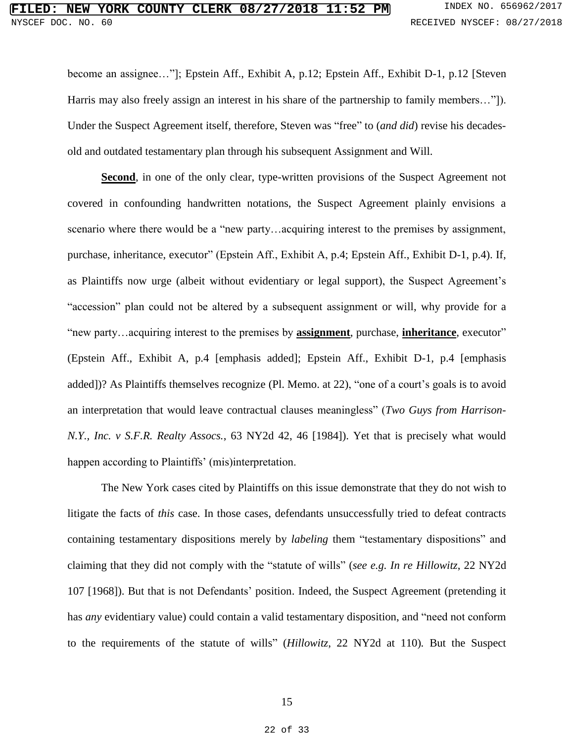become an assignee…"]; Epstein Aff., Exhibit A, p.12; Epstein Aff., Exhibit D-1, p.12 [Steven Harris may also freely assign an interest in his share of the partnership to family members…"]). Under the Suspect Agreement itself, therefore, Steven was "free" to (*and did*) revise his decades-old and outdated testamentary plan through his subsequent Assignment and Will.

**Second**, in one of the only clear, type-written provisions of the Suspect Agreement not covered in confounding handwritten notations, the Suspect Agreement plainly envisions a scenario where there would be a "new party…acquiring interest to the premises by assignment, purchase, inheritance, executor" (Epstein Aff., Exhibit A, p.4; Epstein Aff., Exhibit D-1, p.4). If, as Plaintiffs now urge (albeit without evidentiary or legal support), the Suspect Agreement's "accession" plan could not be altered by a subsequent assignment or will, why provide for a "new party…acquiring interest to the premises by **assignment**, purchase, **inheritance**, executor" (Epstein Aff., Exhibit A, p.4 [emphasis added]; Epstein Aff., Exhibit D-1, p.4 [emphasis added])? As Plaintiffs themselves recognize (Pl. Memo. at 22), "one of a court's goals is to avoid an interpretation that would leave contractual clauses meaningless" (*Two Guys from Harrison-N.Y., Inc. v S.F.R. Realty Assocs.*, 63 NY2d 42, 46 [1984]). Yet that is precisely what would happen according to Plaintiffs' (mis)interpretation.

The New York cases cited by Plaintiffs on this issue demonstrate that they do not wish to litigate the facts of *this* case. In those cases, defendants unsuccessfully tried to defeat contracts containing testamentary dispositions merely by *labeling* them "testamentary dispositions" and claiming that they did not comply with the "statute of wills" (*see e.g. In re Hillowitz*, 22 NY2d 107 [1968]). But that is not Defendants' position. Indeed, the Suspect Agreement (pretending it has *any* evidentiary value) could contain a valid testamentary disposition, and "need not conform to the requirements of the statute of wills" (*Hillowitz*, 22 NY2d at 110). But the Suspect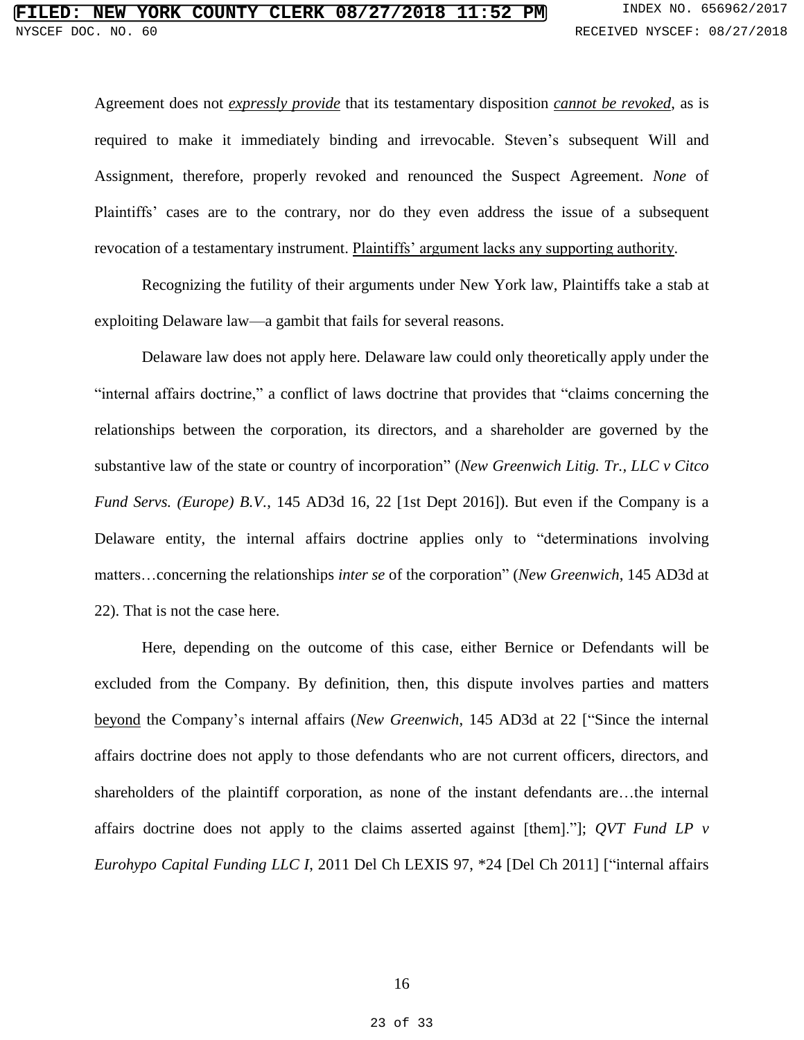Agreement does not ***expressly provide*** that its testamentary disposition ***cannot be revoked***, as is required to make it immediately binding and irrevocable. Steven's subsequent Will and Assignment, therefore, properly revoked and renounced the Suspect Agreement. *None* of Plaintiffs' cases are to the contrary, nor do they even address the issue of a subsequent revocation of a testamentary instrument. Plaintiffs' argument lacks any supporting authority.

Recognizing the futility of their arguments under New York law, Plaintiffs take a stab at exploiting Delaware law—a gambit that fails for several reasons.

Delaware law does not apply here. Delaware law could only theoretically apply under the "internal affairs doctrine," a conflict of laws doctrine that provides that "claims concerning the relationships between the corporation, its directors, and a shareholder are governed by the substantive law of the state or country of incorporation" (*New Greenwich Litig. Tr., LLC v Citco Fund Servs. (Europe) B.V.*, 145 AD3d 16, 22 [1st Dept 2016]). But even if the Company is a Delaware entity, the internal affairs doctrine applies only to "determinations involving matters…concerning the relationships *inter se* of the corporation" (*New Greenwich*, 145 AD3d at 22). That is not the case here.

Here, depending on the outcome of this case, either Bernice or Defendants will be excluded from the Company. By definition, then, this dispute involves parties and matters beyond the Company's internal affairs (*New Greenwich*, 145 AD3d at 22 ["Since the internal affairs doctrine does not apply to those defendants who are not current officers, directors, and shareholders of the plaintiff corporation, as none of the instant defendants are…the internal affairs doctrine does not apply to the claims asserted against [them]."]; *QVT Fund LP v Eurohypo Capital Funding LLC I*, 2011 Del Ch LEXIS 97, *24 [Del Ch 2011] ["internal affairs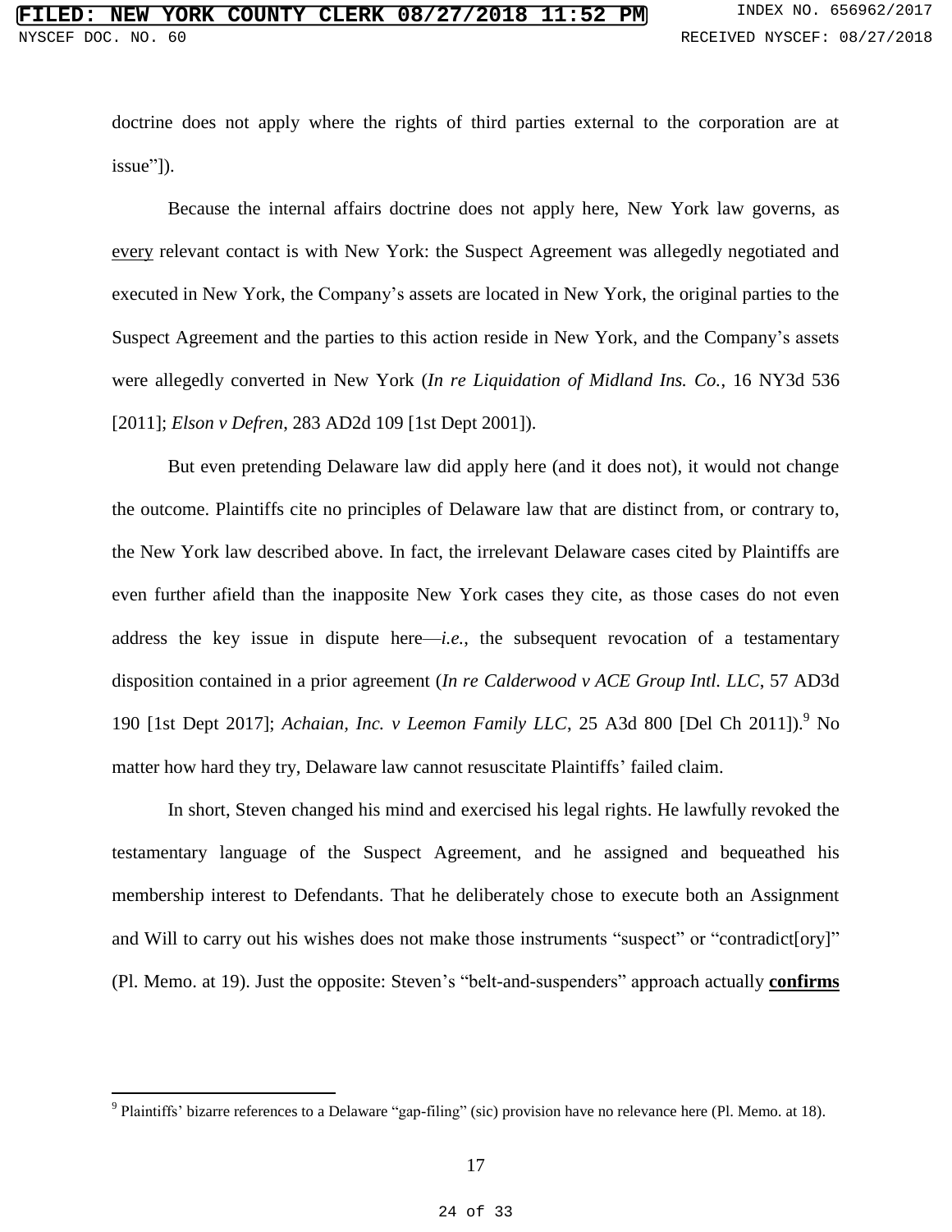doctrine does not apply where the rights of third parties external to the corporation are at issue"]).

Because the internal affairs doctrine does not apply here, New York law governs, as every relevant contact is with New York: the Suspect Agreement was allegedly negotiated and executed in New York, the Company's assets are located in New York, the original parties to the Suspect Agreement and the parties to this action reside in New York, and the Company's assets were allegedly converted in New York (*In re Liquidation of Midland Ins. Co.*, 16 NY3d 536 [2011]; *Elson v Defren*, 283 AD2d 109 [1st Dept 2001]).

But even pretending Delaware law did apply here (and it does not), it would not change the outcome. Plaintiffs cite no principles of Delaware law that are distinct from, or contrary to, the New York law described above. In fact, the irrelevant Delaware cases cited by Plaintiffs are even further afield than the inapposite New York cases they cite, as those cases do not even address the key issue in dispute here—*i.e.*, the subsequent revocation of a testamentary disposition contained in a prior agreement (*In re Calderwood v ACE Group Intl. LLC*, 57 AD3d 190 [1st Dept 2017]; *Achaian, Inc. v Leemon Family LLC*, 25 A3d 800 [Del Ch 2011]).[9] No matter how hard they try, Delaware law cannot resuscitate Plaintiffs' failed claim.

In short, Steven changed his mind and exercised his legal rights. He lawfully revoked the testamentary language of the Suspect Agreement, and he assigned and bequeathed his membership interest to Defendants. That he deliberately chose to execute both an Assignment and Will to carry out his wishes does not make those instruments "suspect" or "contradict[ory]" (Pl. Memo. at 19). Just the opposite: Steven's "belt-and-suspenders" approach actually **confirms**

---

[9] Plaintiffs' bizarre references to a Delaware "gap-filing" (sic) provision have no relevance here (Pl. Memo. at 18).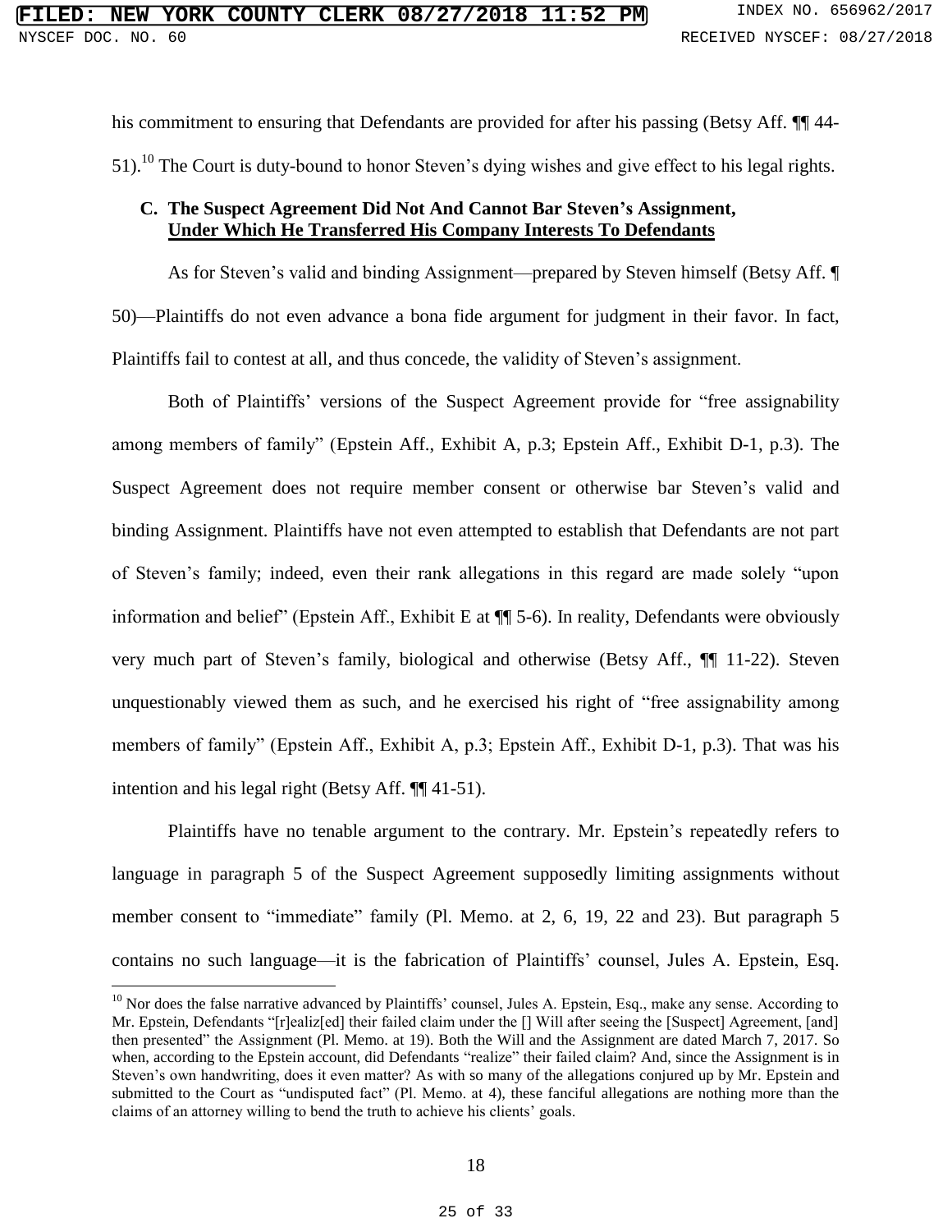his commitment to ensuring that Defendants are provided for after his passing (Betsy Aff. ¶¶ 44-51).[10] The Court is duty-bound to honor Steven's dying wishes and give effect to his legal rights.

### C. The Suspect Agreement Did Not And Cannot Bar Steven's Assignment, Under Which He Transferred His Company Interests To Defendants

As for Steven's valid and binding Assignment—prepared by Steven himself (Betsy Aff. ¶ 50)—Plaintiffs do not even advance a bona fide argument for judgment in their favor. In fact, Plaintiffs fail to contest at all, and thus concede, the validity of Steven's assignment.

Both of Plaintiffs' versions of the Suspect Agreement provide for "free assignability among members of family" (Epstein Aff., Exhibit A, p.3; Epstein Aff., Exhibit D-1, p.3). The Suspect Agreement does not require member consent or otherwise bar Steven's valid and binding Assignment. Plaintiffs have not even attempted to establish that Defendants are not part of Steven's family; indeed, even their rank allegations in this regard are made solely "upon information and belief" (Epstein Aff., Exhibit E at ¶¶ 5-6). In reality, Defendants were obviously very much part of Steven's family, biological and otherwise (Betsy Aff., ¶¶ 11-22). Steven unquestionably viewed them as such, and he exercised his right of "free assignability among members of family" (Epstein Aff., Exhibit A, p.3; Epstein Aff., Exhibit D-1, p.3). That was his intention and his legal right (Betsy Aff. ¶¶ 41-51).

Plaintiffs have no tenable argument to the contrary. Mr. Epstein's repeatedly refers to language in paragraph 5 of the Suspect Agreement supposedly limiting assignments without member consent to "immediate" family (Pl. Memo. at 2, 6, 19, 22 and 23). But paragraph 5 contains no such language—it is the fabrication of Plaintiffs' counsel, Jules A. Epstein, Esq.

[10] Nor does the false narrative advanced by Plaintiffs' counsel, Jules A. Epstein, Esq., make any sense. According to Mr. Epstein, Defendants "[r]ealiz[ed] their failed claim under the [] Will after seeing the [Suspect] Agreement, [and] then presented" the Assignment (Pl. Memo. at 19). Both the Will and the Assignment are dated March 7, 2017. So when, according to the Epstein account, did Defendants "realize" their failed claim? And, since the Assignment is in Steven's own handwriting, does it even matter? As with so many of the allegations conjured up by Mr. Epstein and submitted to the Court as "undisputed fact" (Pl. Memo. at 4), these fanciful allegations are nothing more than the claims of an attorney willing to bend the truth to achieve his clients' goals.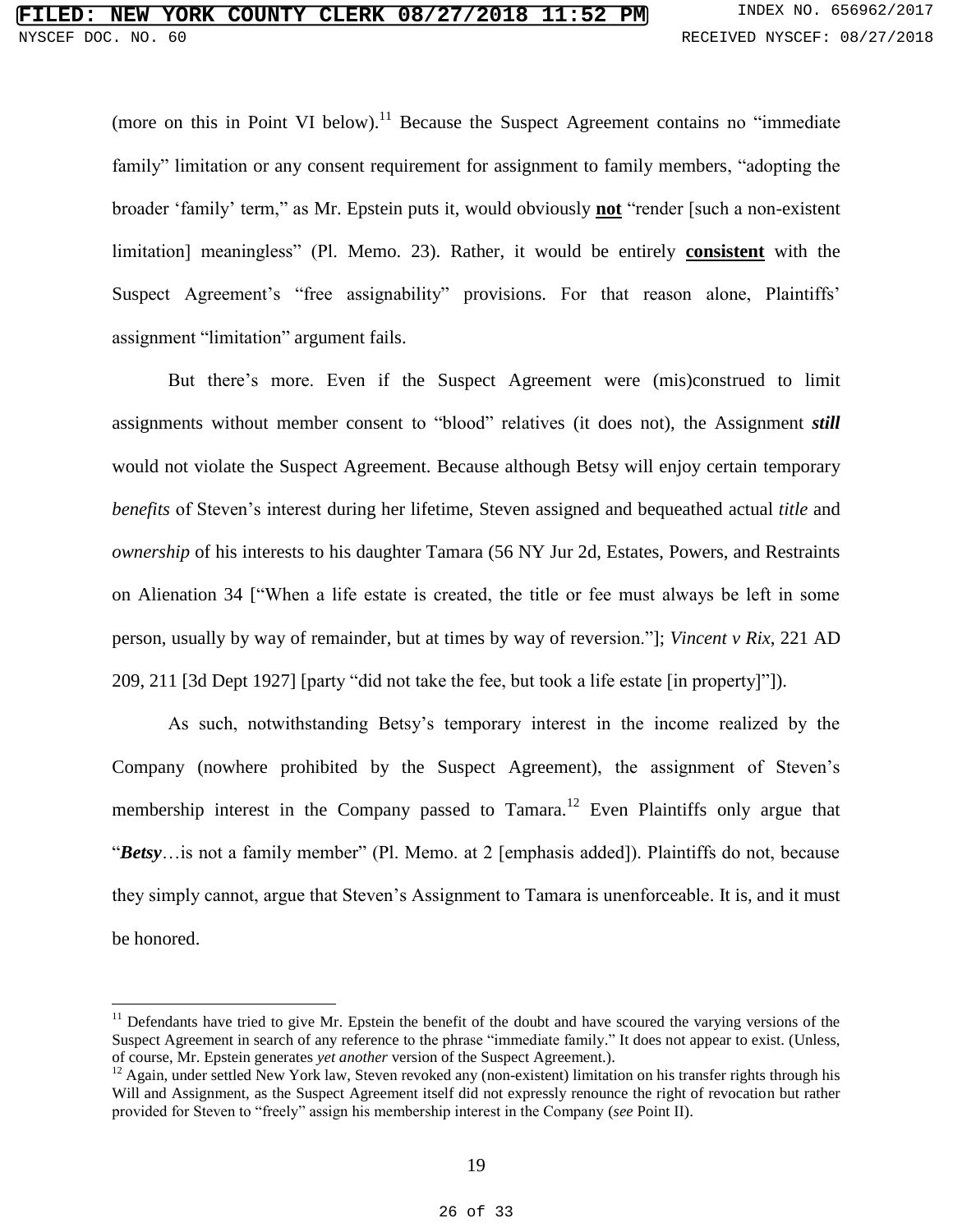(more on this in Point VI below).[11] Because the Suspect Agreement contains no "immediate family" limitation or any consent requirement for assignment to family members, "adopting the broader 'family' term," as Mr. Epstein puts it, would obviously **not** "render [such a non-existent limitation] meaningless" (Pl. Memo. 23). Rather, it would be entirely **consistent** with the Suspect Agreement's "free assignability" provisions. For that reason alone, Plaintiffs' assignment "limitation" argument fails.

But there's more. Even if the Suspect Agreement were (mis)construed to limit assignments without member consent to "blood" relatives (it does not), the Assignment ***still*** would not violate the Suspect Agreement. Because although Betsy will enjoy certain temporary *benefits* of Steven's interest during her lifetime, Steven assigned and bequeathed actual *title* and *ownership* of his interests to his daughter Tamara (56 NY Jur 2d, Estates, Powers, and Restraints on Alienation 34 ["When a life estate is created, the title or fee must always be left in some person, usually by way of remainder, but at times by way of reversion."]; *Vincent v Rix*, 221 AD 209, 211 [3d Dept 1927] [party "did not take the fee, but took a life estate [in property]"]).

As such, notwithstanding Betsy's temporary interest in the income realized by the Company (nowhere prohibited by the Suspect Agreement), the assignment of Steven's membership interest in the Company passed to Tamara.[12] Even Plaintiffs only argue that "***Betsy***…is not a family member" (Pl. Memo. at 2 [emphasis added]). Plaintiffs do not, because they simply cannot, argue that Steven's Assignment to Tamara is unenforceable. It is, and it must be honored.

---

[11] Defendants have tried to give Mr. Epstein the benefit of the doubt and have scoured the varying versions of the Suspect Agreement in search of any reference to the phrase "immediate family." It does not appear to exist. (Unless, of course, Mr. Epstein generates *yet another* version of the Suspect Agreement.).

[12] Again, under settled New York law, Steven revoked any (non-existent) limitation on his transfer rights through his Will and Assignment, as the Suspect Agreement itself did not expressly renounce the right of revocation but rather provided for Steven to "freely" assign his membership interest in the Company (*see* Point II).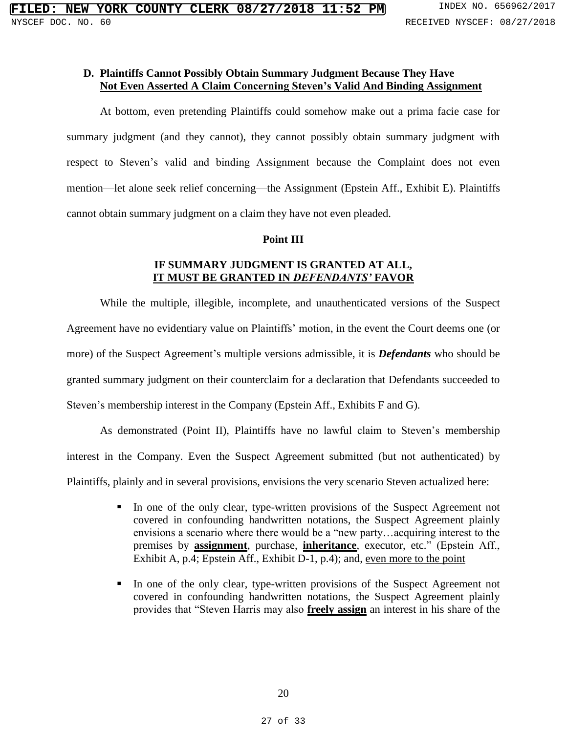### D. Plaintiffs Cannot Possibly Obtain Summary Judgment Because They Have Not Even Asserted A Claim Concerning Steven's Valid And Binding Assignment

At bottom, even pretending Plaintiffs could somehow make out a prima facie case for summary judgment (and they cannot), they cannot possibly obtain summary judgment with respect to Steven's valid and binding Assignment because the Complaint does not even mention—let alone seek relief concerning—the Assignment (Epstein Aff., Exhibit E). Plaintiffs cannot obtain summary judgment on a claim they have not even pleaded.

## Point III

## IF SUMMARY JUDGMENT IS GRANTED AT ALL, IT MUST BE GRANTED IN *DEFENDANTS'* FAVOR

While the multiple, illegible, incomplete, and unauthenticated versions of the Suspect Agreement have no evidentiary value on Plaintiffs' motion, in the event the Court deems one (or more) of the Suspect Agreement's multiple versions admissible, it is ***Defendants*** who should be granted summary judgment on their counterclaim for a declaration that Defendants succeeded to Steven's membership interest in the Company (Epstein Aff., Exhibits F and G).

As demonstrated (Point II), Plaintiffs have no lawful claim to Steven's membership interest in the Company. Even the Suspect Agreement submitted (but not authenticated) by Plaintiffs, plainly and in several provisions, envisions the very scenario Steven actualized here:

- In one of the only clear, type-written provisions of the Suspect Agreement not covered in confounding handwritten notations, the Suspect Agreement plainly envisions a scenario where there would be a "new party…acquiring interest to the premises by **assignment**, purchase, **inheritance**, executor, etc." (Epstein Aff., Exhibit A, p.4; Epstein Aff., Exhibit D-1, p.4); and, even more to the point
- In one of the only clear, type-written provisions of the Suspect Agreement not covered in confounding handwritten notations, the Suspect Agreement plainly provides that "Steven Harris may also **freely assign** an interest in his share of the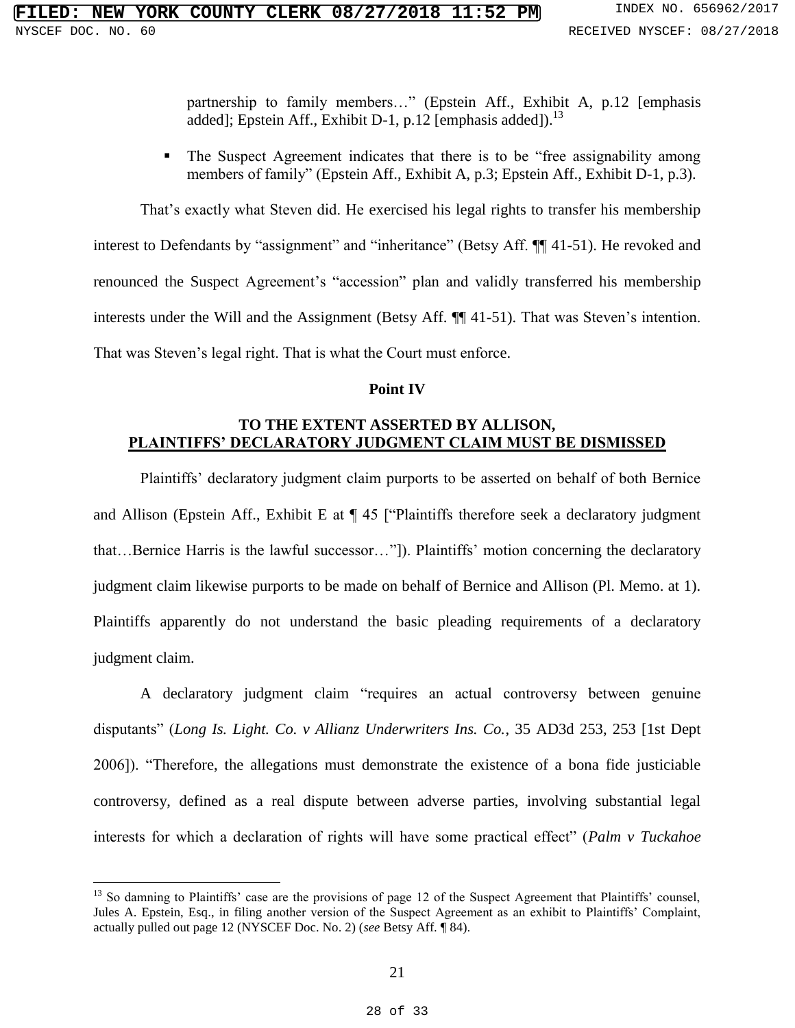partnership to family members…" (Epstein Aff., Exhibit A, p.12 [emphasis added]; Epstein Aff., Exhibit D-1, p.12 [emphasis added]).[13]

- The Suspect Agreement indicates that there is to be "free assignability among members of family" (Epstein Aff., Exhibit A, p.3; Epstein Aff., Exhibit D-1, p.3).

That's exactly what Steven did. He exercised his legal rights to transfer his membership interest to Defendants by "assignment" and "inheritance" (Betsy Aff. ¶¶ 41-51). He revoked and renounced the Suspect Agreement's "accession" plan and validly transferred his membership interests under the Will and the Assignment (Betsy Aff. ¶¶ 41-51). That was Steven's intention. That was Steven's legal right. That is what the Court must enforce.

**Point IV**

**TO THE EXTENT ASSERTED BY ALLISON,**
**PLAINTIFFS' DECLARATORY JUDGMENT CLAIM MUST BE DISMISSED**

Plaintiffs' declaratory judgment claim purports to be asserted on behalf of both Bernice and Allison (Epstein Aff., Exhibit E at ¶ 45 ["Plaintiffs therefore seek a declaratory judgment that…Bernice Harris is the lawful successor…"]). Plaintiffs' motion concerning the declaratory judgment claim likewise purports to be made on behalf of Bernice and Allison (Pl. Memo. at 1). Plaintiffs apparently do not understand the basic pleading requirements of a declaratory judgment claim.

A declaratory judgment claim "requires an actual controversy between genuine disputants" (*Long Is. Light. Co. v Allianz Underwriters Ins. Co.*, 35 AD3d 253, 253 [1st Dept 2006]). "Therefore, the allegations must demonstrate the existence of a bona fide justiciable controversy, defined as a real dispute between adverse parties, involving substantial legal interests for which a declaration of rights will have some practical effect" (*Palm v Tuckahoe*

---

[13] So damning to Plaintiffs' case are the provisions of page 12 of the Suspect Agreement that Plaintiffs' counsel, Jules A. Epstein, Esq., in filing another version of the Suspect Agreement as an exhibit to Plaintiffs' Complaint, actually pulled out page 12 (NYSCEF Doc. No. 2) (*see* Betsy Aff. ¶ 84).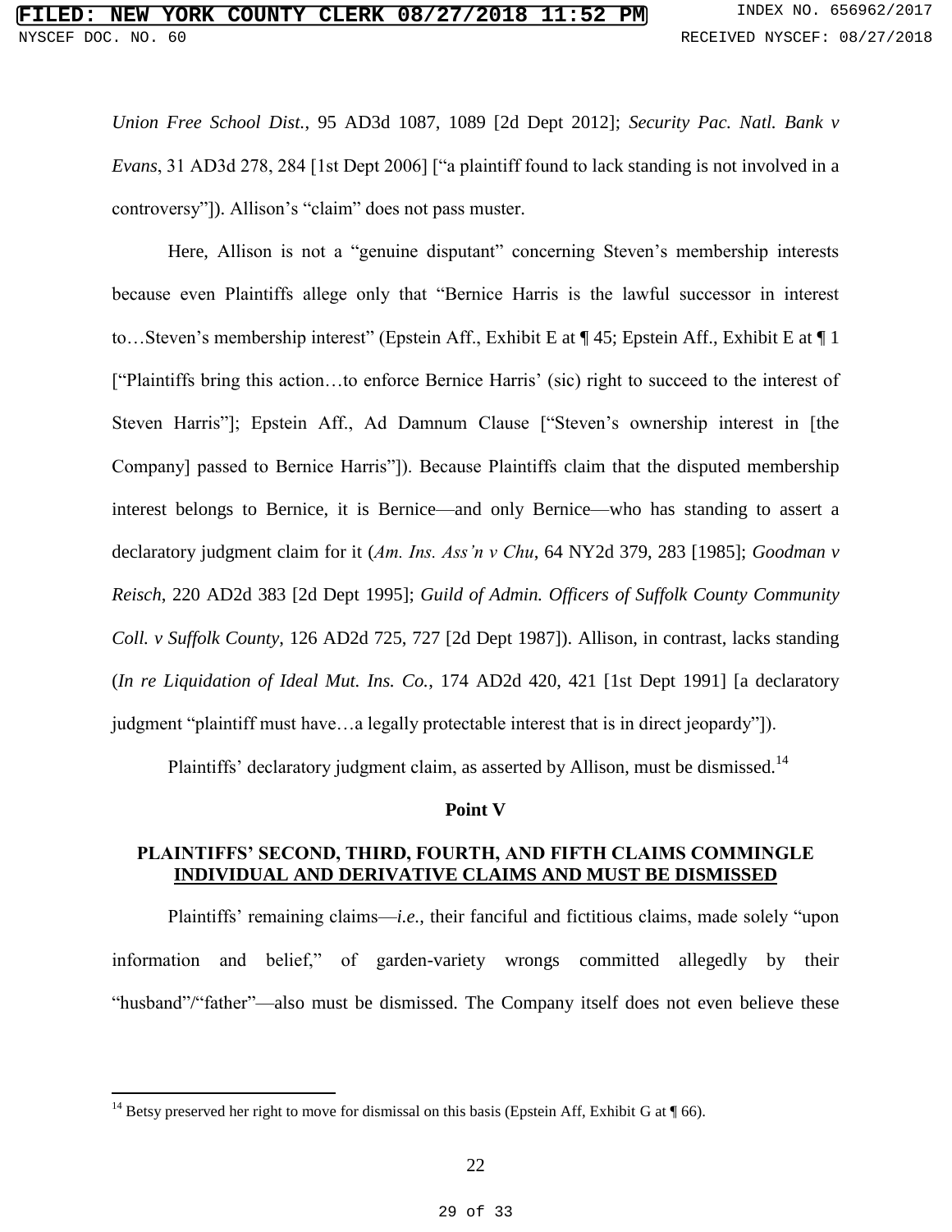*Union Free School Dist.*, 95 AD3d 1087, 1089 [2d Dept 2012]; *Security Pac. Natl. Bank v Evans*, 31 AD3d 278, 284 [1st Dept 2006] ["a plaintiff found to lack standing is not involved in a controversy"]). Allison's "claim" does not pass muster.

Here, Allison is not a "genuine disputant" concerning Steven's membership interests because even Plaintiffs allege only that "Bernice Harris is the lawful successor in interest to…Steven's membership interest" (Epstein Aff., Exhibit E at ¶ 45; Epstein Aff., Exhibit E at ¶ 1 ["Plaintiffs bring this action…to enforce Bernice Harris' (sic) right to succeed to the interest of Steven Harris"]; Epstein Aff., Ad Damnum Clause ["Steven's ownership interest in [the Company] passed to Bernice Harris"]). Because Plaintiffs claim that the disputed membership interest belongs to Bernice, it is Bernice—and only Bernice—who has standing to assert a declaratory judgment claim for it (*Am. Ins. Ass'n v Chu*, 64 NY2d 379, 283 [1985]; *Goodman v Reisch*, 220 AD2d 383 [2d Dept 1995]; *Guild of Admin. Officers of Suffolk County Community Coll. v Suffolk County*, 126 AD2d 725, 727 [2d Dept 1987]). Allison, in contrast, lacks standing (*In re Liquidation of Ideal Mut. Ins. Co.*, 174 AD2d 420, 421 [1st Dept 1991] [a declaratory judgment "plaintiff must have…a legally protectable interest that is in direct jeopardy"]).

Plaintiffs' declaratory judgment claim, as asserted by Allison, must be dismissed.[14]

## Point V

## PLAINTIFFS' SECOND, THIRD, FOURTH, AND FIFTH CLAIMS COMMINGLE INDIVIDUAL AND DERIVATIVE CLAIMS AND MUST BE DISMISSED

Plaintiffs' remaining claims—*i.e.*, their fanciful and fictitious claims, made solely "upon information and belief," of garden-variety wrongs committed allegedly by their "husband"/"father"—also must be dismissed. The Company itself does not even believe these

---

[14] Betsy preserved her right to move for dismissal on this basis (Epstein Aff, Exhibit G at ¶ 66).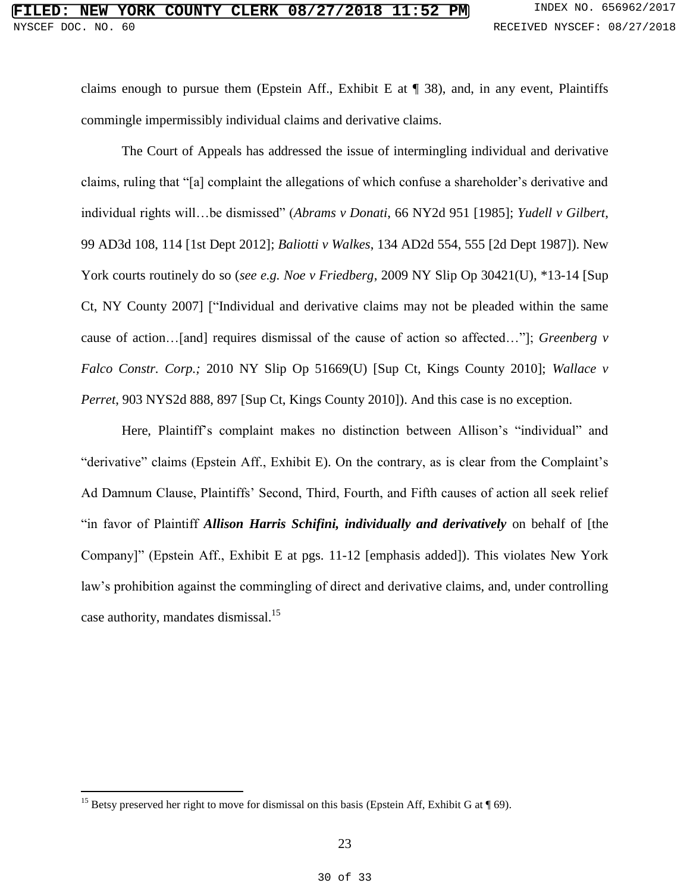claims enough to pursue them (Epstein Aff., Exhibit E at ¶ 38), and, in any event, Plaintiffs commingle impermissibly individual claims and derivative claims.

The Court of Appeals has addressed the issue of intermingling individual and derivative claims, ruling that "[a] complaint the allegations of which confuse a shareholder's derivative and individual rights will…be dismissed" (*Abrams v Donati*, 66 NY2d 951 [1985]; *Yudell v Gilbert*, 99 AD3d 108, 114 [1st Dept 2012]; *Baliotti v Walkes*, 134 AD2d 554, 555 [2d Dept 1987]). New York courts routinely do so (*see e.g. Noe v Friedberg*, 2009 NY Slip Op 30421(U), *13-14 [Sup Ct, NY County 2007] ["Individual and derivative claims may not be pleaded within the same cause of action…[and] requires dismissal of the cause of action so affected…"]; *Greenberg v Falco Constr. Corp.;* 2010 NY Slip Op 51669(U) [Sup Ct, Kings County 2010]; *Wallace v Perret*, 903 NYS2d 888, 897 [Sup Ct, Kings County 2010]). And this case is no exception.

Here, Plaintiff's complaint makes no distinction between Allison's "individual" and "derivative" claims (Epstein Aff., Exhibit E). On the contrary, as is clear from the Complaint's Ad Damnum Clause, Plaintiffs' Second, Third, Fourth, and Fifth causes of action all seek relief "in favor of Plaintiff ***Allison Harris Schifini, individually and derivatively*** on behalf of [the Company]" (Epstein Aff., Exhibit E at pgs. 11-12 [emphasis added]). This violates New York law's prohibition against the commingling of direct and derivative claims, and, under controlling case authority, mandates dismissal.[15]

---

[15] Betsy preserved her right to move for dismissal on this basis (Epstein Aff, Exhibit G at ¶ 69).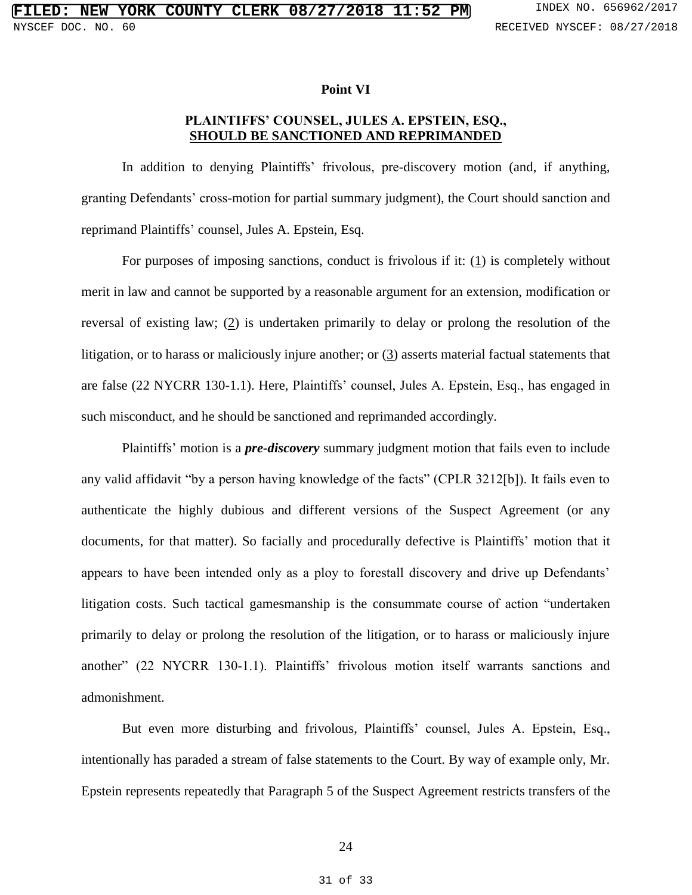**Point VI**

**PLAINTIFFS' COUNSEL, JULES A. EPSTEIN, ESQ., SHOULD BE SANCTIONED AND REPRIMANDED**

In addition to denying Plaintiffs' frivolous, pre-discovery motion (and, if anything, granting Defendants' cross-motion for partial summary judgment), the Court should sanction and reprimand Plaintiffs' counsel, Jules A. Epstein, Esq.

For purposes of imposing sanctions, conduct is frivolous if it: (1) is completely without merit in law and cannot be supported by a reasonable argument for an extension, modification or reversal of existing law; (2) is undertaken primarily to delay or prolong the resolution of the litigation, or to harass or maliciously injure another; or (3) asserts material factual statements that are false (22 NYCRR 130-1.1). Here, Plaintiffs' counsel, Jules A. Epstein, Esq., has engaged in such misconduct, and he should be sanctioned and reprimanded accordingly.

Plaintiffs' motion is a ***pre-discovery*** summary judgment motion that fails even to include any valid affidavit "by a person having knowledge of the facts" (CPLR 3212[b]). It fails even to authenticate the highly dubious and different versions of the Suspect Agreement (or any documents, for that matter). So facially and procedurally defective is Plaintiffs' motion that it appears to have been intended only as a ploy to forestall discovery and drive up Defendants' litigation costs. Such tactical gamesmanship is the consummate course of action "undertaken primarily to delay or prolong the resolution of the litigation, or to harass or maliciously injure another" (22 NYCRR 130-1.1). Plaintiffs' frivolous motion itself warrants sanctions and admonishment.

But even more disturbing and frivolous, Plaintiffs' counsel, Jules A. Epstein, Esq., intentionally has paraded a stream of false statements to the Court. By way of example only, Mr. Epstein represents repeatedly that Paragraph 5 of the Suspect Agreement restricts transfers of the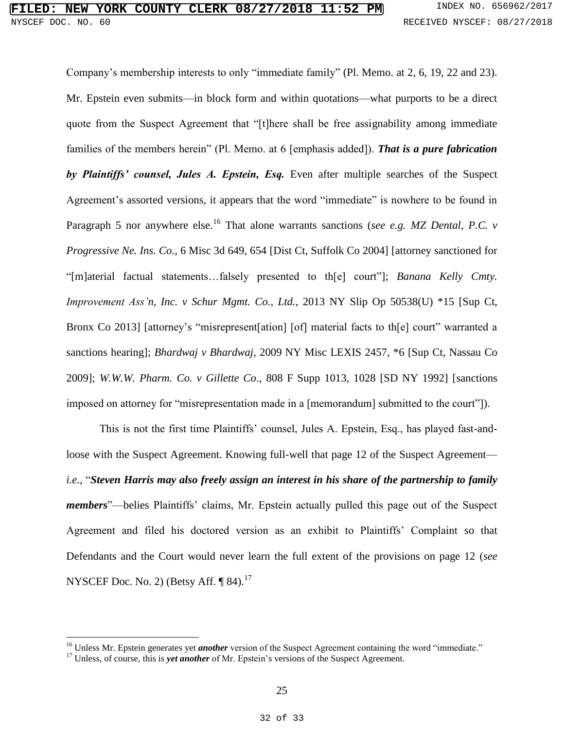Company's membership interests to only "immediate family" (Pl. Memo. at 2, 6, 19, 22 and 23). Mr. Epstein even submits—in block form and within quotations—what purports to be a direct quote from the Suspect Agreement that "[t]here shall be free assignability among immediate families of the members herein" (Pl. Memo. at 6 [emphasis added]). ***That is a pure fabrication by Plaintiffs' counsel, Jules A. Epstein, Esq.*** Even after multiple searches of the Suspect Agreement's assorted versions, it appears that the word "immediate" is nowhere to be found in Paragraph 5 nor anywhere else.[16] That alone warrants sanctions (*see e.g. MZ Dental, P.C. v Progressive Ne. Ins. Co.*, 6 Misc 3d 649, 654 [Dist Ct, Suffolk Co 2004] [attorney sanctioned for "[m]aterial factual statements…falsely presented to th[e] court"]; *Banana Kelly Cmty. Improvement Ass'n, Inc. v Schur Mgmt. Co., Ltd.*, 2013 NY Slip Op 50538(U) *15 [Sup Ct, Bronx Co 2013] [attorney's "misrepresent[ation] [of] material facts to th[e] court" warranted a sanctions hearing]; *Bhardwaj v Bhardwaj*, 2009 NY Misc LEXIS 2457, *6 [Sup Ct, Nassau Co 2009]; *W.W.W. Pharm. Co. v Gillette Co*., 808 F Supp 1013, 1028 [SD NY 1992] [sanctions imposed on attorney for "misrepresentation made in a [memorandum] submitted to the court"]).

This is not the first time Plaintiffs' counsel, Jules A. Epstein, Esq., has played fast-and-loose with the Suspect Agreement. Knowing full-well that page 12 of the Suspect Agreement—*i.e.*, "***Steven Harris may also freely assign an interest in his share of the partnership to family members***"—belies Plaintiffs' claims, Mr. Epstein actually pulled this page out of the Suspect Agreement and filed his doctored version as an exhibit to Plaintiffs' Complaint so that Defendants and the Court would never learn the full extent of the provisions on page 12 (*see* NYSCEF Doc. No. 2) (Betsy Aff. ¶ 84).[17]

---

[16] Unless Mr. Epstein generates yet ***another*** version of the Suspect Agreement containing the word "immediate."

[17] Unless, of course, this is ***yet another*** of Mr. Epstein's versions of the Suspect Agreement.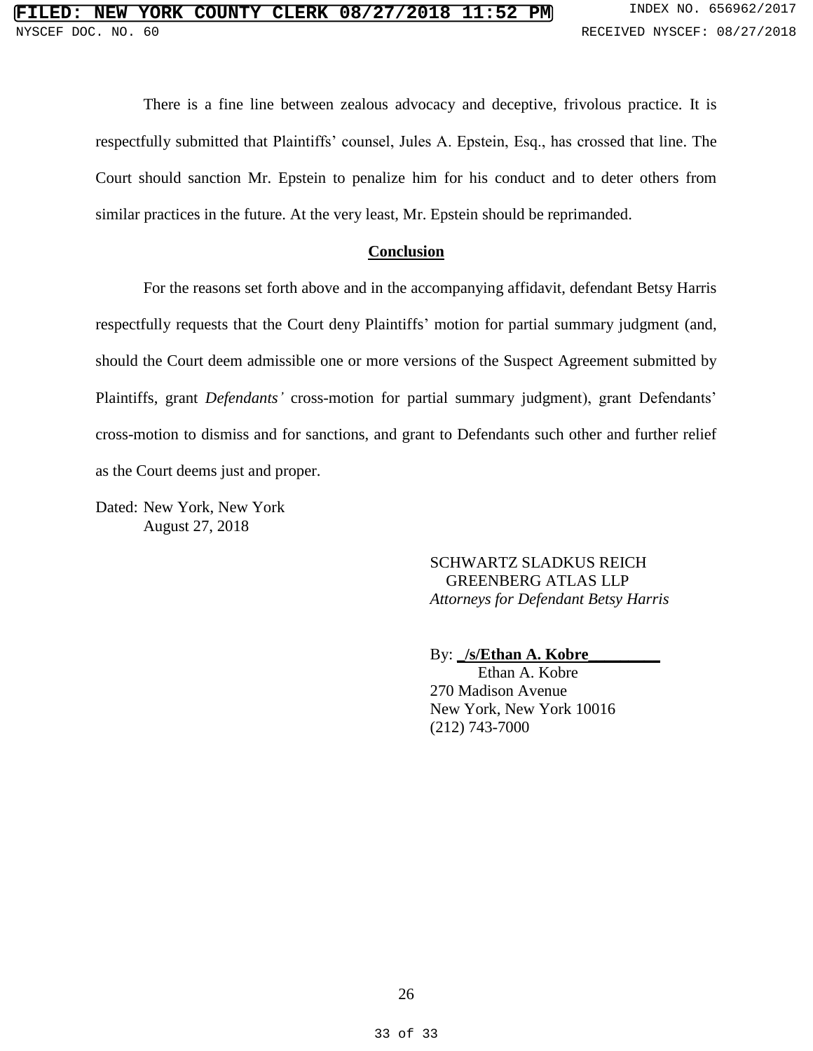There is a fine line between zealous advocacy and deceptive, frivolous practice. It is respectfully submitted that Plaintiffs' counsel, Jules A. Epstein, Esq., has crossed that line. The Court should sanction Mr. Epstein to penalize him for his conduct and to deter others from similar practices in the future. At the very least, Mr. Epstein should be reprimanded.

## Conclusion

For the reasons set forth above and in the accompanying affidavit, defendant Betsy Harris respectfully requests that the Court deny Plaintiffs' motion for partial summary judgment (and, should the Court deem admissible one or more versions of the Suspect Agreement submitted by Plaintiffs, grant *Defendants'* cross-motion for partial summary judgment), grant Defendants' cross-motion to dismiss and for sanctions, and grant to Defendants such other and further relief as the Court deems just and proper.

Dated: New York, New York
August 27, 2018

SCHWARTZ SLADKUS REICH
GREENBERG ATLAS LLP
*Attorneys for Defendant Betsy Harris*

By: **_/s/Ethan A. Kobre_________**
Ethan A. Kobre
270 Madison Avenue
New York, New York 10016
(212) 743-7000